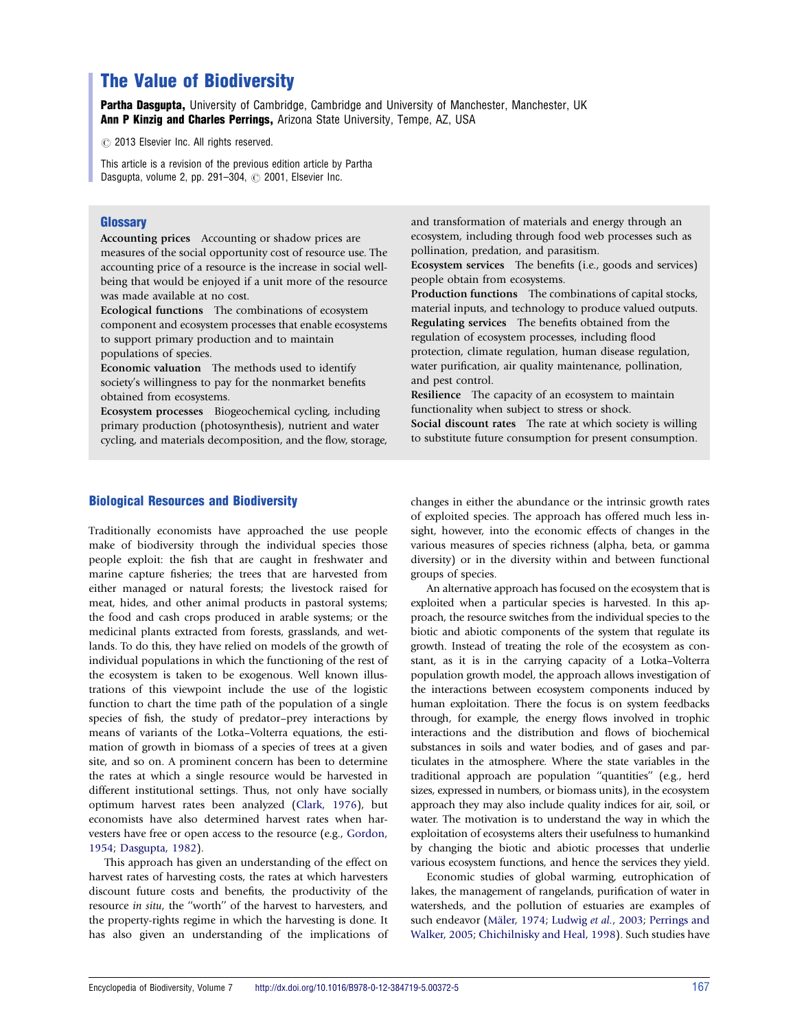# The Value of Biodiversity

**Partha Dasgupta,** University of Cambridge, Cambridge and University of Manchester, Manchester, UK
**Ann P Kinzig and Charles Perrings,** Arizona State University, Tempe, AZ, USA

© 2013 Elsevier Inc. All rights reserved.

This article is a revision of the previous edition article by Partha Dasgupta, volume 2, pp. 291–304, © 2001, Elsevier Inc.

## Glossary

**Accounting prices** Accounting or shadow prices are measures of the social opportunity cost of resource use. The accounting price of a resource is the increase in social well-being that would be enjoyed if a unit more of the resource was made available at no cost.

**Ecological functions** The combinations of ecosystem component and ecosystem processes that enable ecosystems to support primary production and to maintain populations of species.

**Economic valuation** The methods used to identify society's willingness to pay for the nonmarket benefits obtained from ecosystems.

**Ecosystem processes** Biogeochemical cycling, including primary production (photosynthesis), nutrient and water cycling, and materials decomposition, and the flow, storage, and transformation of materials and energy through an ecosystem, including through food web processes such as pollination, predation, and parasitism.

**Ecosystem services** The benefits (i.e., goods and services) people obtain from ecosystems.

**Production functions** The combinations of capital stocks, material inputs, and technology to produce valued outputs.

**Regulating services** The benefits obtained from the regulation of ecosystem processes, including flood protection, climate regulation, human disease regulation, water purification, air quality maintenance, pollination, and pest control.

**Resilience** The capacity of an ecosystem to maintain functionality when subject to stress or shock.

**Social discount rates** The rate at which society is willing to substitute future consumption for present consumption.

## Biological Resources and Biodiversity

Traditionally economists have approached the use people make of biodiversity through the individual species those people exploit: the fish that are caught in freshwater and marine capture fisheries; the trees that are harvested from either managed or natural forests; the livestock raised for meat, hides, and other animal products in pastoral systems; the food and cash crops produced in arable systems; or the medicinal plants extracted from forests, grasslands, and wetlands. To do this, they have relied on models of the growth of individual populations in which the functioning of the rest of the ecosystem is taken to be exogenous. Well known illustrations of this viewpoint include the use of the logistic function to chart the time path of the population of a single species of fish, the study of predator–prey interactions by means of variants of the Lotka–Volterra equations, the estimation of growth in biomass of a species of trees at a given site, and so on. A prominent concern has been to determine the rates at which a single resource would be harvested in different institutional settings. Thus, not only have socially optimum harvest rates been analyzed (Clark, 1976), but economists have also determined harvest rates when harvesters have free or open access to the resource (e.g., Gordon, 1954; Dasgupta, 1982).

This approach has given an understanding of the effect on harvest rates of harvesting costs, the rates at which harvesters discount future costs and benefits, the productivity of the resource *in situ*, the "worth" of the harvest to harvesters, and the property-rights regime in which the harvesting is done. It has also given an understanding of the implications of changes in either the abundance or the intrinsic growth rates of exploited species. The approach has offered much less insight, however, into the economic effects of changes in the various measures of species richness (alpha, beta, or gamma diversity) or in the diversity within and between functional groups of species.

An alternative approach has focused on the ecosystem that is exploited when a particular species is harvested. In this approach, the resource switches from the individual species to the biotic and abiotic components of the system that regulate its growth. Instead of treating the role of the ecosystem as constant, as it is in the carrying capacity of a Lotka–Volterra population growth model, the approach allows investigation of the interactions between ecosystem components induced by human exploitation. There the focus is on system feedbacks through, for example, the energy flows involved in trophic interactions and the distribution and flows of biochemical substances in soils and water bodies, and of gases and particulates in the atmosphere. Where the state variables in the traditional approach are population "quantities" (e.g., herd sizes, expressed in numbers, or biomass units), in the ecosystem approach they may also include quality indices for air, soil, or water. The motivation is to understand the way in which the exploitation of ecosystems alters their usefulness to humankind by changing the biotic and abiotic processes that underlie various ecosystem functions, and hence the services they yield.

Economic studies of global warming, eutrophication of lakes, the management of rangelands, purification of water in watersheds, and the pollution of estuaries are examples of such endeavor (Mäler, 1974; Ludwig *et al.*, 2003; Perrings and Walker, 2005; Chichilnisky and Heal, 1998). Such studies have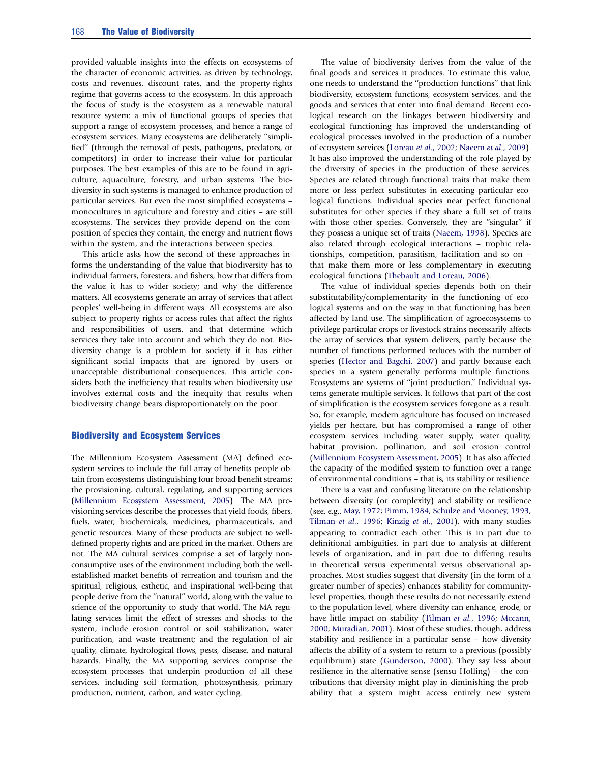provided valuable insights into the effects on ecosystems of the character of economic activities, as driven by technology, costs and revenues, discount rates, and the property-rights regime that governs access to the ecosystem. In this approach the focus of study is the ecosystem as a renewable natural resource system: a mix of functional groups of species that support a range of ecosystem processes, and hence a range of ecosystem services. Many ecosystems are deliberately ''simplified'' (through the removal of pests, pathogens, predators, or competitors) in order to increase their value for particular purposes. The best examples of this are to be found in agriculture, aquaculture, forestry, and urban systems. The biodiversity in such systems is managed to enhance production of particular services. But even the most simplified ecosystems – monocultures in agriculture and forestry and cities – are still ecosystems. The services they provide depend on the composition of species they contain, the energy and nutrient flows within the system, and the interactions between species.

This article asks how the second of these approaches informs the understanding of the value that biodiversity has to individual farmers, foresters, and fishers; how that differs from the value it has to wider society; and why the difference matters. All ecosystems generate an array of services that affect peoples' well-being in different ways. All ecosystems are also subject to property rights or access rules that affect the rights and responsibilities of users, and that determine which services they take into account and which they do not. Biodiversity change is a problem for society if it has either significant social impacts that are ignored by users or unacceptable distributional consequences. This article considers both the inefficiency that results when biodiversity use involves external costs and the inequity that results when biodiversity change bears disproportionately on the poor.

## Biodiversity and Ecosystem Services

The Millennium Ecosystem Assessment (MA) defined ecosystem services to include the full array of benefits people obtain from ecosystems distinguishing four broad benefit streams: the provisioning, cultural, regulating, and supporting services (Millennium Ecosystem Assessment, 2005). The MA provisioning services describe the processes that yield foods, fibers, fuels, water, biochemicals, medicines, pharmaceuticals, and genetic resources. Many of these products are subject to well-defined property rights and are priced in the market. Others are not. The MA cultural services comprise a set of largely nonconsumptive uses of the environment including both the well-established market benefits of recreation and tourism and the spiritual, religious, esthetic, and inspirational well-being that people derive from the ''natural'' world, along with the value to science of the opportunity to study that world. The MA regulating services limit the effect of stresses and shocks to the system; include erosion control or soil stabilization, water purification, and waste treatment; and the regulation of air quality, climate, hydrological flows, pests, disease, and natural hazards. Finally, the MA supporting services comprise the ecosystem processes that underpin production of all these services, including soil formation, photosynthesis, primary production, nutrient, carbon, and water cycling.

The value of biodiversity derives from the value of the final goods and services it produces. To estimate this value, one needs to understand the ''production functions'' that link biodiversity, ecosystem functions, ecosystem services, and the goods and services that enter into final demand. Recent ecological research on the linkages between biodiversity and ecological functioning has improved the understanding of ecological processes involved in the production of a number of ecosystem services (Loreau *et al.*, 2002; Naeem *et al.*, 2009). It has also improved the understanding of the role played by the diversity of species in the production of these services. Species are related through functional traits that make them more or less perfect substitutes in executing particular ecological functions. Individual species near perfect functional substitutes for other species if they share a full set of traits with those other species. Conversely, they are ''singular'' if they possess a unique set of traits (Naeem, 1998). Species are also related through ecological interactions – trophic relationships, competition, parasitism, facilitation and so on – that make them more or less complementary in executing ecological functions (Thebault and Loreau, 2006).

The value of individual species depends both on their substitutability/complementarity in the functioning of ecological systems and on the way in that functioning has been affected by land use. The simplification of agroecosystems to privilege particular crops or livestock strains necessarily affects the array of services that system delivers, partly because the number of functions performed reduces with the number of species (Hector and Bagchi, 2007) and partly because each species in a system generally performs multiple functions. Ecosystems are systems of ''joint production.'' Individual systems generate multiple services. It follows that part of the cost of simplification is the ecosystem services foregone as a result. So, for example, modern agriculture has focused on increased yields per hectare, but has compromised a range of other ecosystem services including water supply, water quality, habitat provision, pollination, and soil erosion control (Millennium Ecosystem Assessment, 2005). It has also affected the capacity of the modified system to function over a range of environmental conditions – that is, its stability or resilience.

There is a vast and confusing literature on the relationship between diversity (or complexity) and stability or resilience (see, e.g., May, 1972; Pimm, 1984; Schulze and Mooney, 1993; Tilman *et al.*, 1996; Kinzig *et al.*, 2001), with many studies appearing to contradict each other. This is in part due to definitional ambiguities, in part due to analysis at different levels of organization, and in part due to differing results in theoretical versus experimental versus observational approaches. Most studies suggest that diversity (in the form of a greater number of species) enhances stability for community-level properties, though these results do not necessarily extend to the population level, where diversity can enhance, erode, or have little impact on stability (Tilman *et al.*, 1996; Mccann, 2000; Muradian, 2001). Most of these studies, though, address stability and resilience in a particular sense – how diversity affects the ability of a system to return to a previous (possibly equilibrium) state (Gunderson, 2000). They say less about resilience in the alternative sense (sensu Holling) – the contributions that diversity might play in diminishing the probability that a system might access entirely new system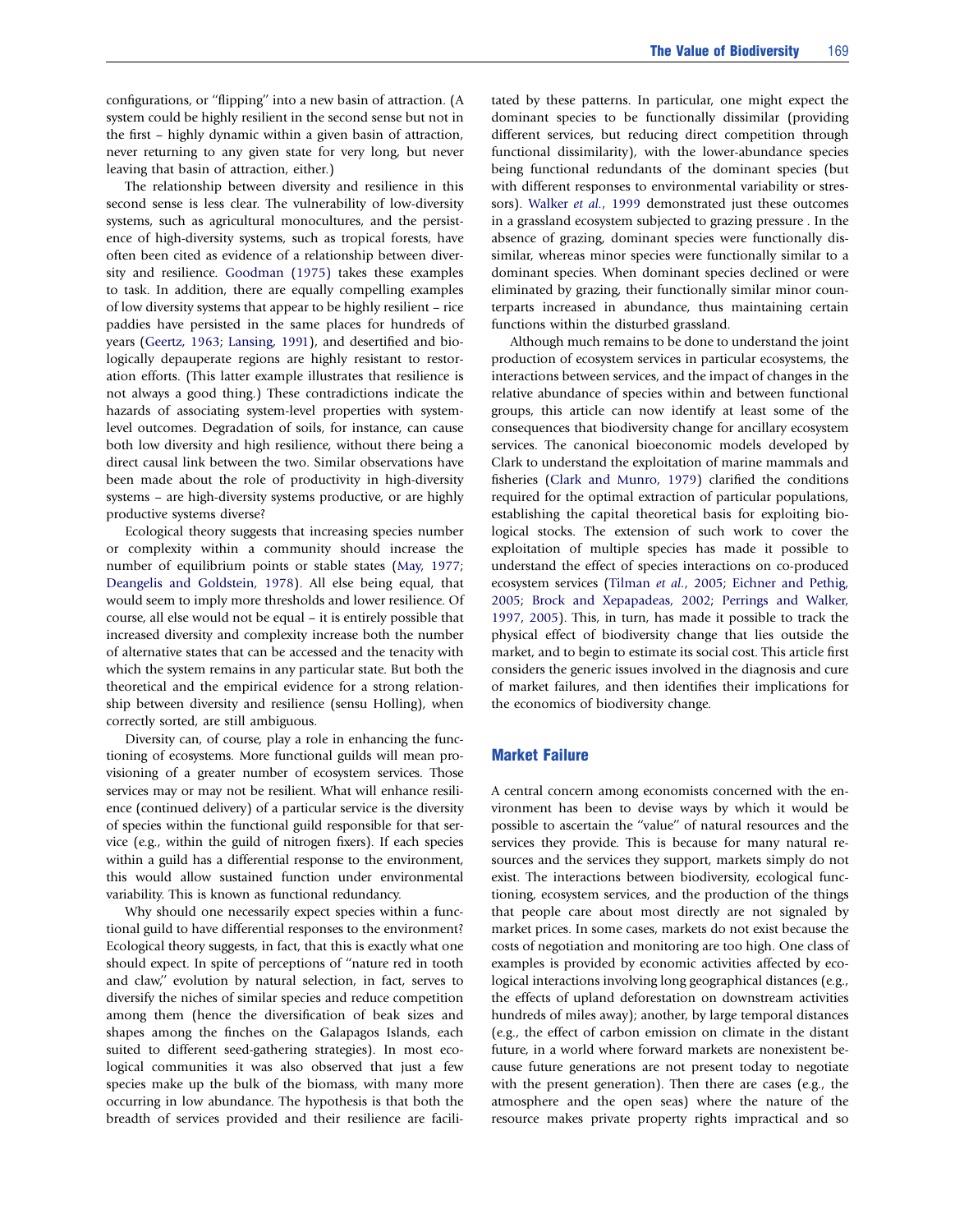configurations, or ''flipping'' into a new basin of attraction. (A system could be highly resilient in the second sense but not in the first – highly dynamic within a given basin of attraction, never returning to any given state for very long, but never leaving that basin of attraction, either.)

The relationship between diversity and resilience in this second sense is less clear. The vulnerability of low-diversity systems, such as agricultural monocultures, and the persistence of high-diversity systems, such as tropical forests, have often been cited as evidence of a relationship between diversity and resilience. Goodman (1975) takes these examples to task. In addition, there are equally compelling examples of low diversity systems that appear to be highly resilient – rice paddies have persisted in the same places for hundreds of years (Geertz, 1963; Lansing, 1991), and desertified and biologically depauperate regions are highly resistant to restoration efforts. (This latter example illustrates that resilience is not always a good thing.) These contradictions indicate the hazards of associating system-level properties with system-level outcomes. Degradation of soils, for instance, can cause both low diversity and high resilience, without there being a direct causal link between the two. Similar observations have been made about the role of productivity in high-diversity systems – are high-diversity systems productive, or are highly productive systems diverse?

Ecological theory suggests that increasing species number or complexity within a community should increase the number of equilibrium points or stable states (May, 1977; Deangelis and Goldstein, 1978). All else being equal, that would seem to imply more thresholds and lower resilience. Of course, all else would not be equal – it is entirely possible that increased diversity and complexity increase both the number of alternative states that can be accessed and the tenacity with which the system remains in any particular state. But both the theoretical and the empirical evidence for a strong relationship between diversity and resilience (sensu Holling), when correctly sorted, are still ambiguous.

Diversity can, of course, play a role in enhancing the functioning of ecosystems. More functional guilds will mean provisioning of a greater number of ecosystem services. Those services may or may not be resilient. What will enhance resilience (continued delivery) of a particular service is the diversity of species within the functional guild responsible for that service (e.g., within the guild of nitrogen fixers). If each species within a guild has a differential response to the environment, this would allow sustained function under environmental variability. This is known as functional redundancy.

Why should one necessarily expect species within a functional guild to have differential responses to the environment? Ecological theory suggests, in fact, that this is exactly what one should expect. In spite of perceptions of ''nature red in tooth and claw,'' evolution by natural selection, in fact, serves to diversify the niches of similar species and reduce competition among them (hence the diversification of beak sizes and shapes among the finches on the Galapagos Islands, each suited to different seed-gathering strategies). In most ecological communities it was also observed that just a few species make up the bulk of the biomass, with many more occurring in low abundance. The hypothesis is that both the breadth of services provided and their resilience are facilitated by these patterns. In particular, one might expect the dominant species to be functionally dissimilar (providing different services, but reducing direct competition through functional dissimilarity), with the lower-abundance species being functional redundants of the dominant species (but with different responses to environmental variability or stressors). Walker *et al.*, 1999 demonstrated just these outcomes in a grassland ecosystem subjected to grazing pressure . In the absence of grazing, dominant species were functionally dissimilar, whereas minor species were functionally similar to a dominant species. When dominant species declined or were eliminated by grazing, their functionally similar minor counterparts increased in abundance, thus maintaining certain functions within the disturbed grassland.

Although much remains to be done to understand the joint production of ecosystem services in particular ecosystems, the interactions between services, and the impact of changes in the relative abundance of species within and between functional groups, this article can now identify at least some of the consequences that biodiversity change for ancillary ecosystem services. The canonical bioeconomic models developed by Clark to understand the exploitation of marine mammals and fisheries (Clark and Munro, 1979) clarified the conditions required for the optimal extraction of particular populations, establishing the capital theoretical basis for exploiting biological stocks. The extension of such work to cover the exploitation of multiple species has made it possible to understand the effect of species interactions on co-produced ecosystem services (Tilman *et al.*, 2005; Eichner and Pethig, 2005; Brock and Xepapadeas, 2002; Perrings and Walker, 1997, 2005). This, in turn, has made it possible to track the physical effect of biodiversity change that lies outside the market, and to begin to estimate its social cost. This article first considers the generic issues involved in the diagnosis and cure of market failures, and then identifies their implications for the economics of biodiversity change.

## Market Failure

A central concern among economists concerned with the environment has been to devise ways by which it would be possible to ascertain the ''value'' of natural resources and the services they provide. This is because for many natural resources and the services they support, markets simply do not exist. The interactions between biodiversity, ecological functioning, ecosystem services, and the production of the things that people care about most directly are not signaled by market prices. In some cases, markets do not exist because the costs of negotiation and monitoring are too high. One class of examples is provided by economic activities affected by ecological interactions involving long geographical distances (e.g., the effects of upland deforestation on downstream activities hundreds of miles away); another, by large temporal distances (e.g., the effect of carbon emission on climate in the distant future, in a world where forward markets are nonexistent because future generations are not present today to negotiate with the present generation). Then there are cases (e.g., the atmosphere and the open seas) where the nature of the resource makes private property rights impractical and so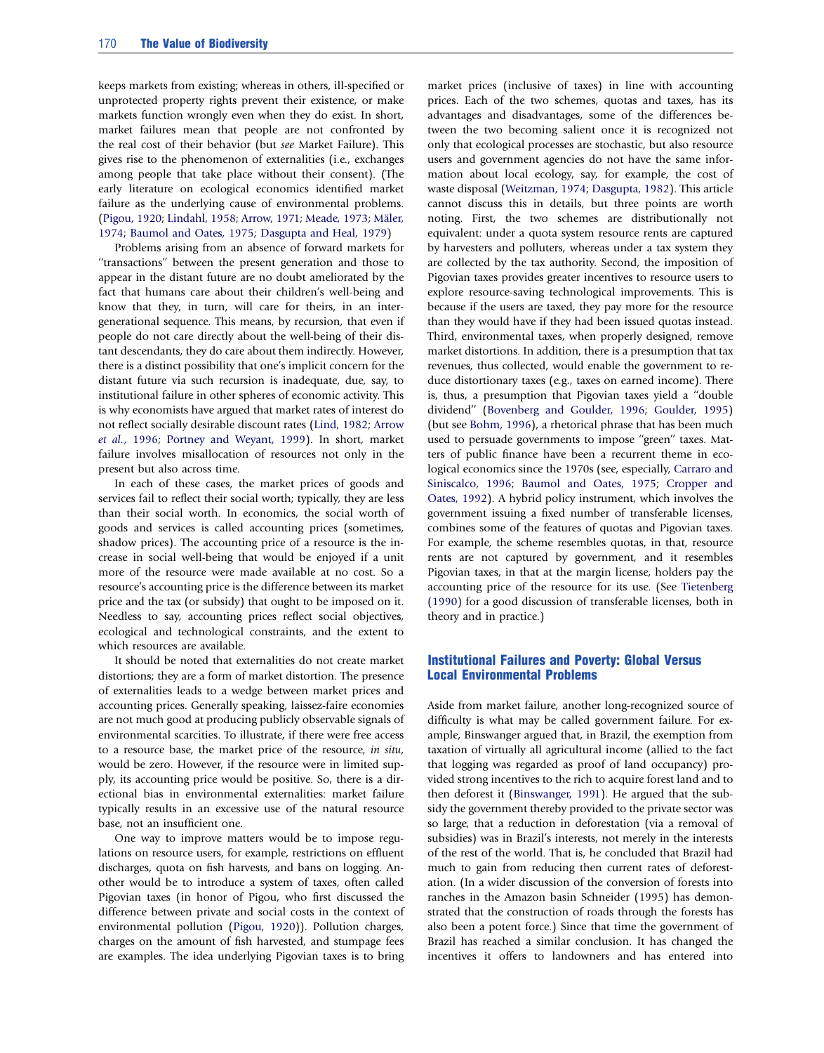keeps markets from existing; whereas in others, ill-specified or unprotected property rights prevent their existence, or make markets function wrongly even when they do exist. In short, market failures mean that people are not confronted by the real cost of their behavior (but *see* Market Failure). This gives rise to the phenomenon of externalities (i.e., exchanges among people that take place without their consent). (The early literature on ecological economics identified market failure as the underlying cause of environmental problems. (Pigou, 1920; Lindahl, 1958; Arrow, 1971; Meade, 1973; Mäler, 1974; Baumol and Oates, 1975; Dasgupta and Heal, 1979)

Problems arising from an absence of forward markets for "transactions" between the present generation and those to appear in the distant future are no doubt ameliorated by the fact that humans care about their children's well-being and know that they, in turn, will care for theirs, in an intergenerational sequence. This means, by recursion, that even if people do not care directly about the well-being of their distant descendants, they do care about them indirectly. However, there is a distinct possibility that one's implicit concern for the distant future via such recursion is inadequate, due, say, to institutional failure in other spheres of economic activity. This is why economists have argued that market rates of interest do not reflect socially desirable discount rates (Lind, 1982; Arrow *et al.*, 1996; Portney and Weyant, 1999). In short, market failure involves misallocation of resources not only in the present but also across time.

In each of these cases, the market prices of goods and services fail to reflect their social worth; typically, they are less than their social worth. In economics, the social worth of goods and services is called accounting prices (sometimes, shadow prices). The accounting price of a resource is the increase in social well-being that would be enjoyed if a unit more of the resource were made available at no cost. So a resource's accounting price is the difference between its market price and the tax (or subsidy) that ought to be imposed on it. Needless to say, accounting prices reflect social objectives, ecological and technological constraints, and the extent to which resources are available.

It should be noted that externalities do not create market distortions; they are a form of market distortion. The presence of externalities leads to a wedge between market prices and accounting prices. Generally speaking, laissez-faire economies are not much good at producing publicly observable signals of environmental scarcities. To illustrate, if there were free access to a resource base, the market price of the resource, *in situ*, would be zero. However, if the resource were in limited supply, its accounting price would be positive. So, there is a directional bias in environmental externalities: market failure typically results in an excessive use of the natural resource base, not an insufficient one.

One way to improve matters would be to impose regulations on resource users, for example, restrictions on effluent discharges, quota on fish harvests, and bans on logging. Another would be to introduce a system of taxes, often called Pigovian taxes (in honor of Pigou, who first discussed the difference between private and social costs in the context of environmental pollution (Pigou, 1920)). Pollution charges, charges on the amount of fish harvested, and stumpage fees are examples. The idea underlying Pigovian taxes is to bring market prices (inclusive of taxes) in line with accounting prices. Each of the two schemes, quotas and taxes, has its advantages and disadvantages, some of the differences between the two becoming salient once it is recognized not only that ecological processes are stochastic, but also resource users and government agencies do not have the same information about local ecology, say, for example, the cost of waste disposal (Weitzman, 1974; Dasgupta, 1982). This article cannot discuss this in details, but three points are worth noting. First, the two schemes are distributionally not equivalent: under a quota system resource rents are captured by harvesters and polluters, whereas under a tax system they are collected by the tax authority. Second, the imposition of Pigovian taxes provides greater incentives to resource users to explore resource-saving technological improvements. This is because if the users are taxed, they pay more for the resource than they would have if they had been issued quotas instead. Third, environmental taxes, when properly designed, remove market distortions. In addition, there is a presumption that tax revenues, thus collected, would enable the government to reduce distortionary taxes (e.g., taxes on earned income). There is, thus, a presumption that Pigovian taxes yield a "double dividend" (Bovenberg and Goulder, 1996; Goulder, 1995) (but see Bohm, 1996), a rhetorical phrase that has been much used to persuade governments to impose "green" taxes. Matters of public finance have been a recurrent theme in ecological economics since the 1970s (see, especially, Carraro and Siniscalco, 1996; Baumol and Oates, 1975; Cropper and Oates, 1992). A hybrid policy instrument, which involves the government issuing a fixed number of transferable licenses, combines some of the features of quotas and Pigovian taxes. For example, the scheme resembles quotas, in that, resource rents are not captured by government, and it resembles Pigovian taxes, in that at the margin license, holders pay the accounting price of the resource for its use. (See Tietenberg (1990) for a good discussion of transferable licenses, both in theory and in practice.)

## Institutional Failures and Poverty: Global Versus Local Environmental Problems

Aside from market failure, another long-recognized source of difficulty is what may be called government failure. For example, Binswanger argued that, in Brazil, the exemption from taxation of virtually all agricultural income (allied to the fact that logging was regarded as proof of land occupancy) provided strong incentives to the rich to acquire forest land and to then deforest it (Binswanger, 1991). He argued that the subsidy the government thereby provided to the private sector was so large, that a reduction in deforestation (via a removal of subsidies) was in Brazil's interests, not merely in the interests of the rest of the world. That is, he concluded that Brazil had much to gain from reducing then current rates of deforestation. (In a wider discussion of the conversion of forests into ranches in the Amazon basin Schneider (1995) has demonstrated that the construction of roads through the forests has also been a potent force.) Since that time the government of Brazil has reached a similar conclusion. It has changed the incentives it offers to landowners and has entered into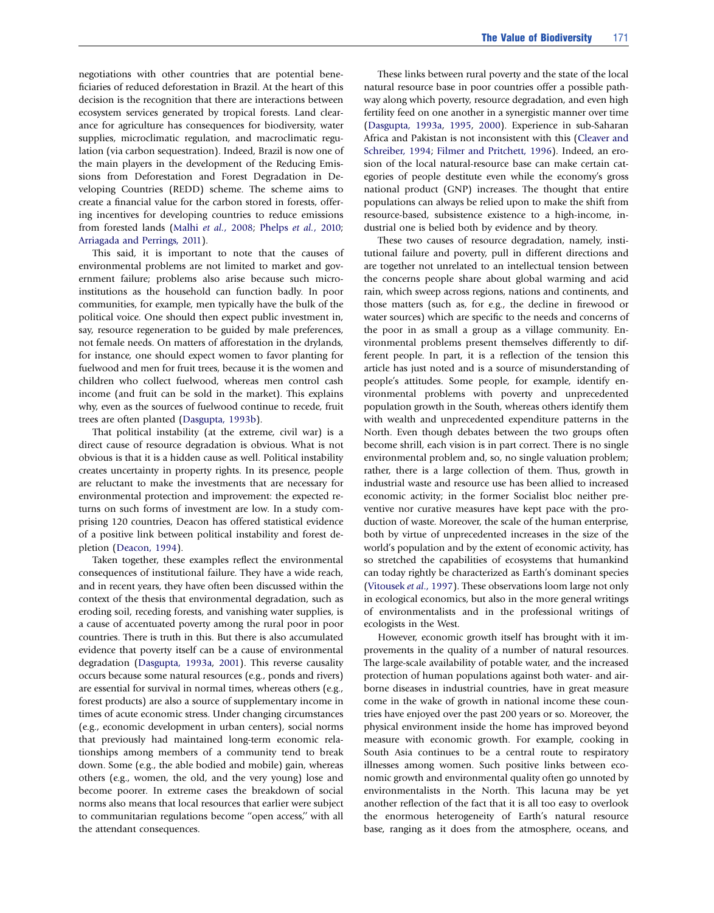negotiations with other countries that are potential beneficiaries of reduced deforestation in Brazil. At the heart of this decision is the recognition that there are interactions between ecosystem services generated by tropical forests. Land clearance for agriculture has consequences for biodiversity, water supplies, microclimatic regulation, and macroclimatic regulation (via carbon sequestration). Indeed, Brazil is now one of the main players in the development of the Reducing Emissions from Deforestation and Forest Degradation in Developing Countries (REDD) scheme. The scheme aims to create a financial value for the carbon stored in forests, offering incentives for developing countries to reduce emissions from forested lands (Malhi *et al.*, 2008; Phelps *et al.*, 2010; Arriagada and Perrings, 2011).

This said, it is important to note that the causes of environmental problems are not limited to market and government failure; problems also arise because such micro-institutions as the household can function badly. In poor communities, for example, men typically have the bulk of the political voice. One should then expect public investment in, say, resource regeneration to be guided by male preferences, not female needs. On matters of afforestation in the drylands, for instance, one should expect women to favor planting for fuelwood and men for fruit trees, because it is the women and children who collect fuelwood, whereas men control cash income (and fruit can be sold in the market). This explains why, even as the sources of fuelwood continue to recede, fruit trees are often planted (Dasgupta, 1993b).

That political instability (at the extreme, civil war) is a direct cause of resource degradation is obvious. What is not obvious is that it is a hidden cause as well. Political instability creates uncertainty in property rights. In its presence, people are reluctant to make the investments that are necessary for environmental protection and improvement: the expected returns on such forms of investment are low. In a study comprising 120 countries, Deacon has offered statistical evidence of a positive link between political instability and forest depletion (Deacon, 1994).

Taken together, these examples reflect the environmental consequences of institutional failure. They have a wide reach, and in recent years, they have often been discussed within the context of the thesis that environmental degradation, such as eroding soil, receding forests, and vanishing water supplies, is a cause of accentuated poverty among the rural poor in poor countries. There is truth in this. But there is also accumulated evidence that poverty itself can be a cause of environmental degradation (Dasgupta, 1993a, 2001). This reverse causality occurs because some natural resources (e.g., ponds and rivers) are essential for survival in normal times, whereas others (e.g., forest products) are also a source of supplementary income in times of acute economic stress. Under changing circumstances (e.g., economic development in urban centers), social norms that previously had maintained long-term economic relationships among members of a community tend to break down. Some (e.g., the able bodied and mobile) gain, whereas others (e.g., women, the old, and the very young) lose and become poorer. In extreme cases the breakdown of social norms also means that local resources that earlier were subject to communitarian regulations become ''open access,'' with all the attendant consequences.

These links between rural poverty and the state of the local natural resource base in poor countries offer a possible pathway along which poverty, resource degradation, and even high fertility feed on one another in a synergistic manner over time (Dasgupta, 1993a, 1995, 2000). Experience in sub-Saharan Africa and Pakistan is not inconsistent with this (Cleaver and Schreiber, 1994; Filmer and Pritchett, 1996). Indeed, an erosion of the local natural-resource base can make certain categories of people destitute even while the economy's gross national product (GNP) increases. The thought that entire populations can always be relied upon to make the shift from resource-based, subsistence existence to a high-income, industrial one is belied both by evidence and by theory.

These two causes of resource degradation, namely, institutional failure and poverty, pull in different directions and are together not unrelated to an intellectual tension between the concerns people share about global warming and acid rain, which sweep across regions, nations and continents, and those matters (such as, for e.g., the decline in firewood or water sources) which are specific to the needs and concerns of the poor in as small a group as a village community. Environmental problems present themselves differently to different people. In part, it is a reflection of the tension this article has just noted and is a source of misunderstanding of people's attitudes. Some people, for example, identify environmental problems with poverty and unprecedented population growth in the South, whereas others identify them with wealth and unprecedented expenditure patterns in the North. Even though debates between the two groups often become shrill, each vision is in part correct. There is no single environmental problem and, so, no single valuation problem; rather, there is a large collection of them. Thus, growth in industrial waste and resource use has been allied to increased economic activity; in the former Socialist bloc neither preventive nor curative measures have kept pace with the production of waste. Moreover, the scale of the human enterprise, both by virtue of unprecedented increases in the size of the world's population and by the extent of economic activity, has so stretched the capabilities of ecosystems that humankind can today rightly be characterized as Earth's dominant species (Vitousek *et al.*, 1997). These observations loom large not only in ecological economics, but also in the more general writings of environmentalists and in the professional writings of ecologists in the West.

However, economic growth itself has brought with it improvements in the quality of a number of natural resources. The large-scale availability of potable water, and the increased protection of human populations against both water- and airborne diseases in industrial countries, have in great measure come in the wake of growth in national income these countries have enjoyed over the past 200 years or so. Moreover, the physical environment inside the home has improved beyond measure with economic growth. For example, cooking in South Asia continues to be a central route to respiratory illnesses among women. Such positive links between economic growth and environmental quality often go unnoted by environmentalists in the North. This lacuna may be yet another reflection of the fact that it is all too easy to overlook the enormous heterogeneity of Earth's natural resource base, ranging as it does from the atmosphere, oceans, and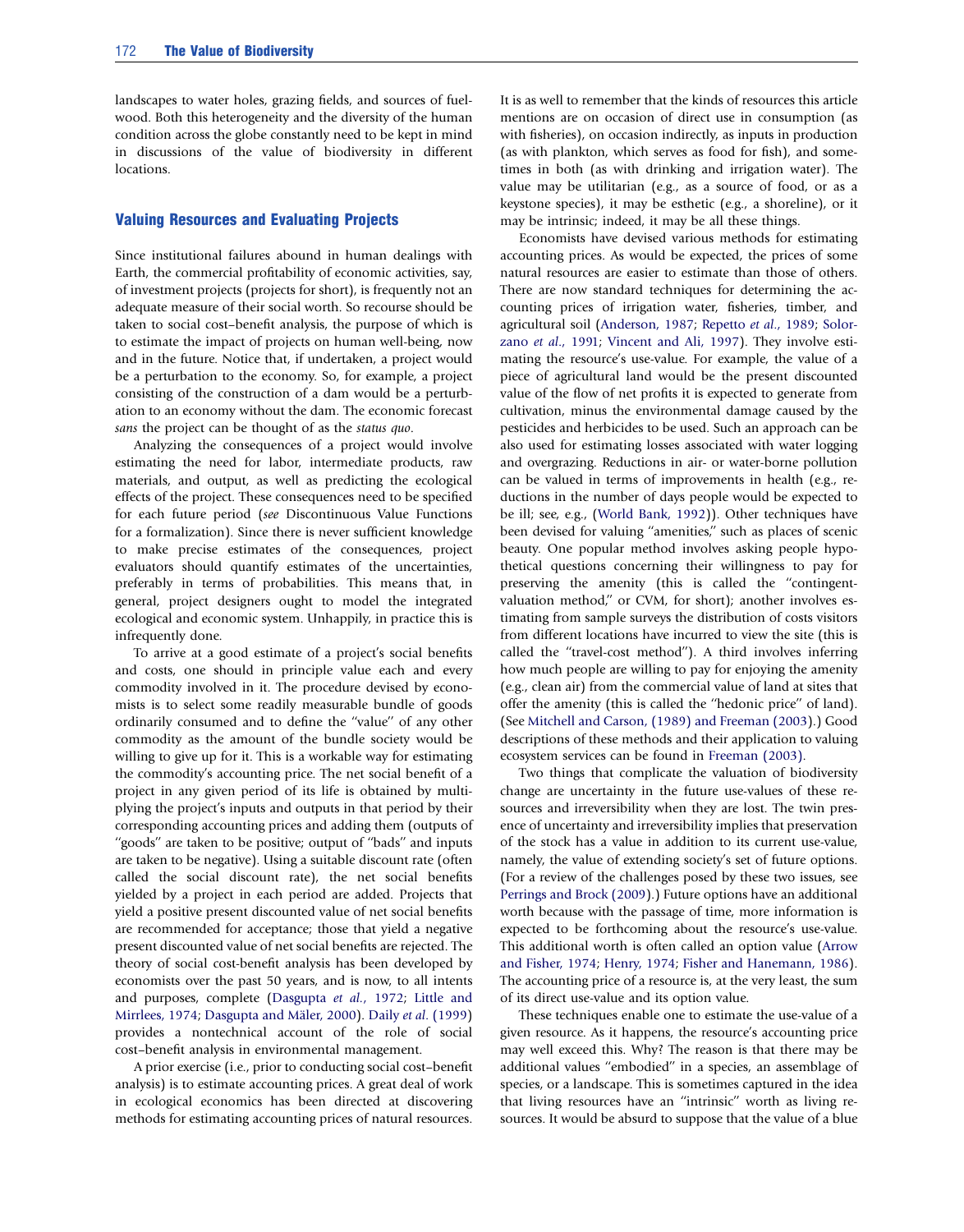landscapes to water holes, grazing fields, and sources of fuelwood. Both this heterogeneity and the diversity of the human condition across the globe constantly need to be kept in mind in discussions of the value of biodiversity in different locations.

## Valuing Resources and Evaluating Projects

Since institutional failures abound in human dealings with Earth, the commercial profitability of economic activities, say, of investment projects (projects for short), is frequently not an adequate measure of their social worth. So recourse should be taken to social cost–benefit analysis, the purpose of which is to estimate the impact of projects on human well-being, now and in the future. Notice that, if undertaken, a project would be a perturbation to the economy. So, for example, a project consisting of the construction of a dam would be a perturbation to an economy without the dam. The economic forecast *sans* the project can be thought of as the *status quo*.

Analyzing the consequences of a project would involve estimating the need for labor, intermediate products, raw materials, and output, as well as predicting the ecological effects of the project. These consequences need to be specified for each future period (*see* Discontinuous Value Functions for a formalization). Since there is never sufficient knowledge to make precise estimates of the consequences, project evaluators should quantify estimates of the uncertainties, preferably in terms of probabilities. This means that, in general, project designers ought to model the integrated ecological and economic system. Unhappily, in practice this is infrequently done.

To arrive at a good estimate of a project's social benefits and costs, one should in principle value each and every commodity involved in it. The procedure devised by economists is to select some readily measurable bundle of goods ordinarily consumed and to define the "value" of any other commodity as the amount of the bundle society would be willing to give up for it. This is a workable way for estimating the commodity's accounting price. The net social benefit of a project in any given period of its life is obtained by multiplying the project's inputs and outputs in that period by their corresponding accounting prices and adding them (outputs of "goods" are taken to be positive; output of "bads" and inputs are taken to be negative). Using a suitable discount rate (often called the social discount rate), the net social benefits yielded by a project in each period are added. Projects that yield a positive present discounted value of net social benefits are recommended for acceptance; those that yield a negative present discounted value of net social benefits are rejected. The theory of social cost-benefit analysis has been developed by economists over the past 50 years, and is now, to all intents and purposes, complete (Dasgupta *et al.*, 1972; Little and Mirrlees, 1974; Dasgupta and Mäler, 2000). Daily *et al.* (1999) provides a nontechnical account of the role of social cost–benefit analysis in environmental management.

A prior exercise (i.e., prior to conducting social cost–benefit analysis) is to estimate accounting prices. A great deal of work in ecological economics has been directed at discovering methods for estimating accounting prices of natural resources. It is as well to remember that the kinds of resources this article mentions are on occasion of direct use in consumption (as with fisheries), on occasion indirectly, as inputs in production (as with plankton, which serves as food for fish), and sometimes in both (as with drinking and irrigation water). The value may be utilitarian (e.g., as a source of food, or as a keystone species), it may be esthetic (e.g., a shoreline), or it may be intrinsic; indeed, it may be all these things.

Economists have devised various methods for estimating accounting prices. As would be expected, the prices of some natural resources are easier to estimate than those of others. There are now standard techniques for determining the accounting prices of irrigation water, fisheries, timber, and agricultural soil (Anderson, 1987; Repetto *et al.*, 1989; Solorzano *et al.*, 1991; Vincent and Ali, 1997). They involve estimating the resource's use-value. For example, the value of a piece of agricultural land would be the present discounted value of the flow of net profits it is expected to generate from cultivation, minus the environmental damage caused by the pesticides and herbicides to be used. Such an approach can be also used for estimating losses associated with water logging and overgrazing. Reductions in air- or water-borne pollution can be valued in terms of improvements in health (e.g., reductions in the number of days people would be expected to be ill; see, e.g., (World Bank, 1992)). Other techniques have been devised for valuing "amenities," such as places of scenic beauty. One popular method involves asking people hypothetical questions concerning their willingness to pay for preserving the amenity (this is called the "contingent-valuation method," or CVM, for short); another involves estimating from sample surveys the distribution of costs visitors from different locations have incurred to view the site (this is called the "travel-cost method"). A third involves inferring how much people are willing to pay for enjoying the amenity (e.g., clean air) from the commercial value of land at sites that offer the amenity (this is called the "hedonic price" of land). (See Mitchell and Carson, (1989) and Freeman (2003).) Good descriptions of these methods and their application to valuing ecosystem services can be found in Freeman (2003).

Two things that complicate the valuation of biodiversity change are uncertainty in the future use-values of these resources and irreversibility when they are lost. The twin presence of uncertainty and irreversibility implies that preservation of the stock has a value in addition to its current use-value, namely, the value of extending society's set of future options. (For a review of the challenges posed by these two issues, see Perrings and Brock (2009).) Future options have an additional worth because with the passage of time, more information is expected to be forthcoming about the resource's use-value. This additional worth is often called an option value (Arrow and Fisher, 1974; Henry, 1974; Fisher and Hanemann, 1986). The accounting price of a resource is, at the very least, the sum of its direct use-value and its option value.

These techniques enable one to estimate the use-value of a given resource. As it happens, the resource's accounting price may well exceed this. Why? The reason is that there may be additional values "embodied" in a species, an assemblage of species, or a landscape. This is sometimes captured in the idea that living resources have an "intrinsic" worth as living resources. It would be absurd to suppose that the value of a blue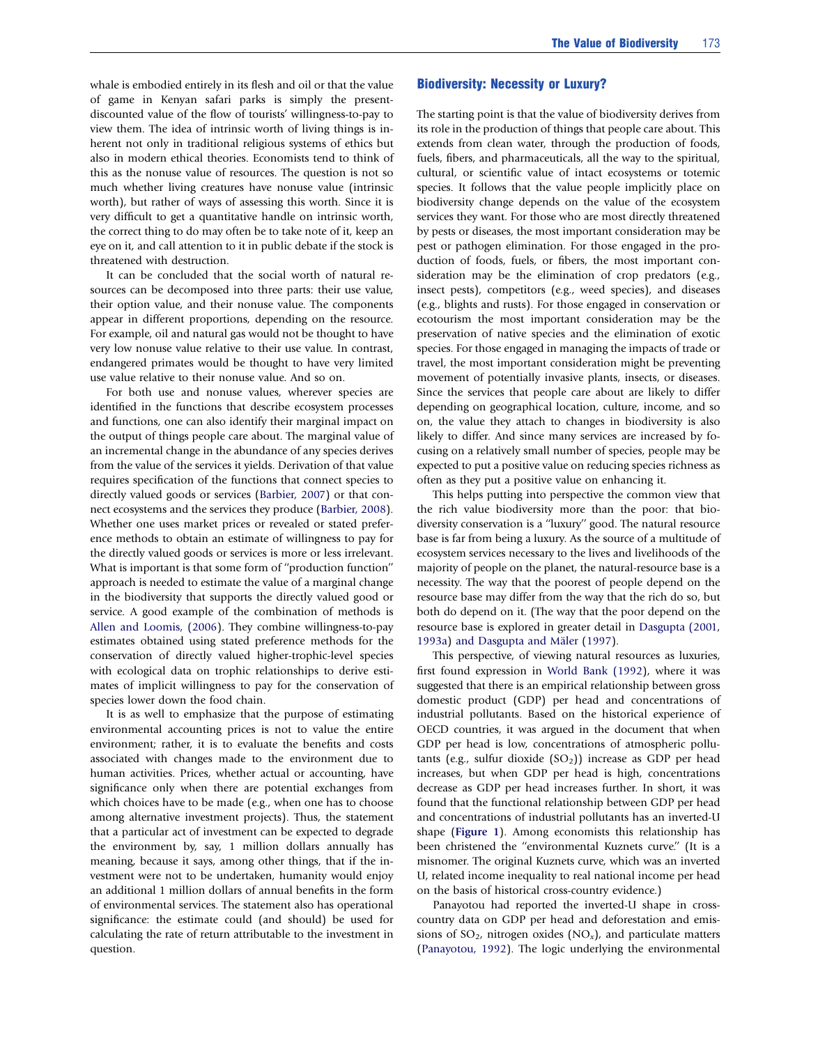whale is embodied entirely in its flesh and oil or that the value of game in Kenyan safari parks is simply the present-discounted value of the flow of tourists' willingness-to-pay to view them. The idea of intrinsic worth of living things is inherent not only in traditional religious systems of ethics but also in modern ethical theories. Economists tend to think of this as the nonuse value of resources. The question is not so much whether living creatures have nonuse value (intrinsic worth), but rather of ways of assessing this worth. Since it is very difficult to get a quantitative handle on intrinsic worth, the correct thing to do may often be to take note of it, keep an eye on it, and call attention to it in public debate if the stock is threatened with destruction.

It can be concluded that the social worth of natural resources can be decomposed into three parts: their use value, their option value, and their nonuse value. The components appear in different proportions, depending on the resource. For example, oil and natural gas would not be thought to have very low nonuse value relative to their use value. In contrast, endangered primates would be thought to have very limited use value relative to their nonuse value. And so on.

For both use and nonuse values, wherever species are identified in the functions that describe ecosystem processes and functions, one can also identify their marginal impact on the output of things people care about. The marginal value of an incremental change in the abundance of any species derives from the value of the services it yields. Derivation of that value requires specification of the functions that connect species to directly valued goods or services (Barbier, 2007) or that connect ecosystems and the services they produce (Barbier, 2008). Whether one uses market prices or revealed or stated preference methods to obtain an estimate of willingness to pay for the directly valued goods or services is more or less irrelevant. What is important is that some form of "production function" approach is needed to estimate the value of a marginal change in the biodiversity that supports the directly valued good or service. A good example of the combination of methods is Allen and Loomis, (2006). They combine willingness-to-pay estimates obtained using stated preference methods for the conservation of directly valued higher-trophic-level species with ecological data on trophic relationships to derive estimates of implicit willingness to pay for the conservation of species lower down the food chain.

It is as well to emphasize that the purpose of estimating environmental accounting prices is not to value the entire environment; rather, it is to evaluate the benefits and costs associated with changes made to the environment due to human activities. Prices, whether actual or accounting, have significance only when there are potential exchanges from which choices have to be made (e.g., when one has to choose among alternative investment projects). Thus, the statement that a particular act of investment can be expected to degrade the environment by, say, 1 million dollars annually has meaning, because it says, among other things, that if the investment were not to be undertaken, humanity would enjoy an additional 1 million dollars of annual benefits in the form of environmental services. The statement also has operational significance: the estimate could (and should) be used for calculating the rate of return attributable to the investment in question.

## Biodiversity: Necessity or Luxury?

The starting point is that the value of biodiversity derives from its role in the production of things that people care about. This extends from clean water, through the production of foods, fuels, fibers, and pharmaceuticals, all the way to the spiritual, cultural, or scientific value of intact ecosystems or totemic species. It follows that the value people implicitly place on biodiversity change depends on the value of the ecosystem services they want. For those who are most directly threatened by pests or diseases, the most important consideration may be pest or pathogen elimination. For those engaged in the production of foods, fuels, or fibers, the most important consideration may be the elimination of crop predators (e.g., insect pests), competitors (e.g., weed species), and diseases (e.g., blights and rusts). For those engaged in conservation or ecotourism the most important consideration may be the preservation of native species and the elimination of exotic species. For those engaged in managing the impacts of trade or travel, the most important consideration might be preventing movement of potentially invasive plants, insects, or diseases. Since the services that people care about are likely to differ depending on geographical location, culture, income, and so on, the value they attach to changes in biodiversity is also likely to differ. And since many services are increased by focusing on a relatively small number of species, people may be expected to put a positive value on reducing species richness as often as they put a positive value on enhancing it.

This helps putting into perspective the common view that the rich value biodiversity more than the poor: that biodiversity conservation is a "luxury" good. The natural resource base is far from being a luxury. As the source of a multitude of ecosystem services necessary to the lives and livelihoods of the majority of people on the planet, the natural-resource base is a necessity. The way that the poorest of people depend on the resource base may differ from the way that the rich do so, but both do depend on it. (The way that the poor depend on the resource base is explored in greater detail in Dasgupta (2001, 1993a) and Dasgupta and Mäler (1997).

This perspective, of viewing natural resources as luxuries, first found expression in World Bank (1992), where it was suggested that there is an empirical relationship between gross domestic product (GDP) per head and concentrations of industrial pollutants. Based on the historical experience of OECD countries, it was argued in the document that when GDP per head is low, concentrations of atmospheric pollutants (e.g., sulfur dioxide ($SO_2$)) increase as GDP per head increases, but when GDP per head is high, concentrations decrease as GDP per head increases further. In short, it was found that the functional relationship between GDP per head and concentrations of industrial pollutants has an inverted-U shape (**Figure 1**). Among economists this relationship has been christened the "environmental Kuznets curve." (It is a misnomer. The original Kuznets curve, which was an inverted U, related income inequality to real national income per head on the basis of historical cross-country evidence.)

Panayotou had reported the inverted-U shape in cross-country data on GDP per head and deforestation and emissions of $SO_2$, nitrogen oxides ($NO_x$), and particulate matters (Panayotou, 1992). The logic underlying the environmental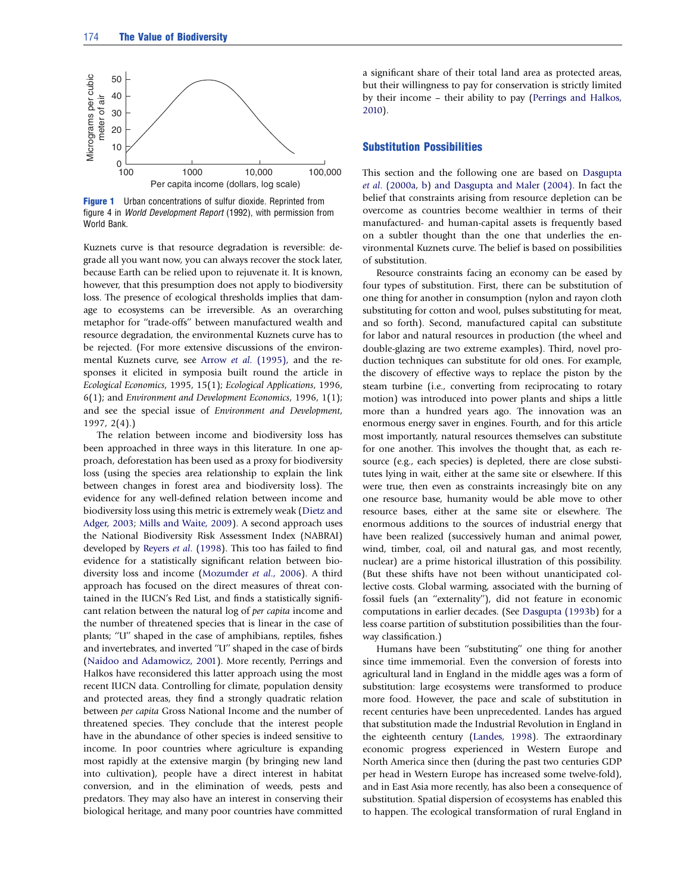**Figure 1** Urban concentrations of sulfur dioxide. Reprinted from figure 4 in *World Development Report* (1992), with permission from World Bank.

Kuznets curve is that resource degradation is reversible: degrade all you want now, you can always recover the stock later, because Earth can be relied upon to rejuvenate it. It is known, however, that this presumption does not apply to biodiversity loss. The presence of ecological thresholds implies that damage to ecosystems can be irreversible. As an overarching metaphor for ''trade-offs'' between manufactured wealth and resource degradation, the environmental Kuznets curve has to be rejected. (For more extensive discussions of the environmental Kuznets curve, see Arrow *et al.* (1995), and the responses it elicited in symposia built round the article in *Ecological Economics*, 1995, 15(1); *Ecological Applications*, 1996, 6(1); and *Environment and Development Economics*, 1996, 1(1); and see the special issue of *Environment and Development*, 1997, 2(4).)

The relation between income and biodiversity loss has been approached in three ways in this literature. In one approach, deforestation has been used as a proxy for biodiversity loss (using the species area relationship to explain the link between changes in forest area and biodiversity loss). The evidence for any well-defined relation between income and biodiversity loss using this metric is extremely weak (Dietz and Adger, 2003; Mills and Waite, 2009). A second approach uses the National Biodiversity Risk Assessment Index (NABRAI) developed by Reyers *et al.* (1998). This too has failed to find evidence for a statistically significant relation between biodiversity loss and income (Mozumder *et al.*, 2006). A third approach has focused on the direct measures of threat contained in the IUCN's Red List, and finds a statistically significant relation between the natural log of *per capita* income and the number of threatened species that is linear in the case of plants; ''U'' shaped in the case of amphibians, reptiles, fishes and invertebrates, and inverted ''U'' shaped in the case of birds (Naidoo and Adamowicz, 2001). More recently, Perrings and Halkos have reconsidered this latter approach using the most recent IUCN data. Controlling for climate, population density and protected areas, they find a strongly quadratic relation between *per capita* Gross National Income and the number of threatened species. They conclude that the interest people have in the abundance of other species is indeed sensitive to income. In poor countries where agriculture is expanding most rapidly at the extensive margin (by bringing new land into cultivation), people have a direct interest in habitat conversion, and in the elimination of weeds, pests and predators. They may also have an interest in conserving their biological heritage, and many poor countries have committed a significant share of their total land area as protected areas, but their willingness to pay for conservation is strictly limited by their income – their ability to pay (Perrings and Halkos, 2010).

## Substitution Possibilities

This section and the following one are based on Dasgupta *et al.* (2000a, b) and Dasgupta and Maler (2004). In fact the belief that constraints arising from resource depletion can be overcome as countries become wealthier in terms of their manufactured- and human-capital assets is frequently based on a subtler thought than the one that underlies the environmental Kuznets curve. The belief is based on possibilities of substitution.

Resource constraints facing an economy can be eased by four types of substitution. First, there can be substitution of one thing for another in consumption (nylon and rayon cloth substituting for cotton and wool, pulses substituting for meat, and so forth). Second, manufactured capital can substitute for labor and natural resources in production (the wheel and double-glazing are two extreme examples). Third, novel production techniques can substitute for old ones. For example, the discovery of effective ways to replace the piston by the steam turbine (i.e., converting from reciprocating to rotary motion) was introduced into power plants and ships a little more than a hundred years ago. The innovation was an enormous energy saver in engines. Fourth, and for this article most importantly, natural resources themselves can substitute for one another. This involves the thought that, as each resource (e.g., each species) is depleted, there are close substitutes lying in wait, either at the same site or elsewhere. If this were true, then even as constraints increasingly bite on any one resource base, humanity would be able move to other resource bases, either at the same site or elsewhere. The enormous additions to the sources of industrial energy that have been realized (successively human and animal power, wind, timber, coal, oil and natural gas, and most recently, nuclear) are a prime historical illustration of this possibility. (But these shifts have not been without unanticipated collective costs. Global warming, associated with the burning of fossil fuels (an ''externality''), did not feature in economic computations in earlier decades. (See Dasgupta (1993b) for a less coarse partition of substitution possibilities than the four-way classification.)

Humans have been ''substituting'' one thing for another since time immemorial. Even the conversion of forests into agricultural land in England in the middle ages was a form of substitution: large ecosystems were transformed to produce more food. However, the pace and scale of substitution in recent centuries have been unprecedented. Landes has argued that substitution made the Industrial Revolution in England in the eighteenth century (Landes, 1998). The extraordinary economic progress experienced in Western Europe and North America since then (during the past two centuries GDP per head in Western Europe has increased some twelve-fold), and in East Asia more recently, has also been a consequence of substitution. Spatial dispersion of ecosystems has enabled this to happen. The ecological transformation of rural England in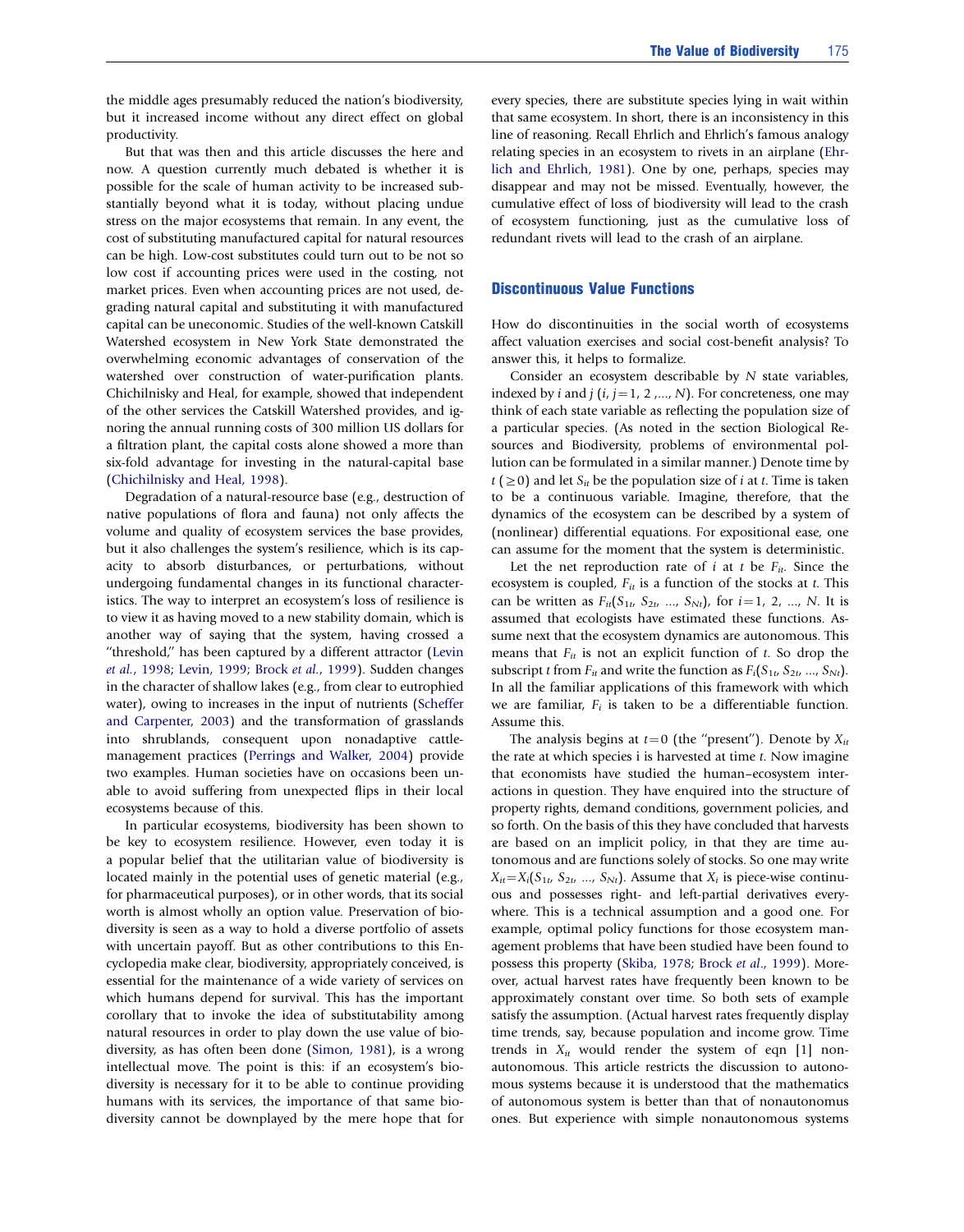the middle ages presumably reduced the nation's biodiversity, but it increased income without any direct effect on global productivity.

But that was then and this article discusses the here and now. A question currently much debated is whether it is possible for the scale of human activity to be increased substantially beyond what it is today, without placing undue stress on the major ecosystems that remain. In any event, the cost of substituting manufactured capital for natural resources can be high. Low-cost substitutes could turn out to be not so low cost if accounting prices were used in the costing, not market prices. Even when accounting prices are not used, degrading natural capital and substituting it with manufactured capital can be uneconomic. Studies of the well-known Catskill Watershed ecosystem in New York State demonstrated the overwhelming economic advantages of conservation of the watershed over construction of water-purification plants. Chichilnisky and Heal, for example, showed that independent of the other services the Catskill Watershed provides, and ignoring the annual running costs of 300 million US dollars for a filtration plant, the capital costs alone showed a more than six-fold advantage for investing in the natural-capital base (Chichilnisky and Heal, 1998).

Degradation of a natural-resource base (e.g., destruction of native populations of flora and fauna) not only affects the volume and quality of ecosystem services the base provides, but it also challenges the system's resilience, which is its capacity to absorb disturbances, or perturbations, without undergoing fundamental changes in its functional characteristics. The way to interpret an ecosystem's loss of resilience is to view it as having moved to a new stability domain, which is another way of saying that the system, having crossed a "threshold," has been captured by a different attractor (Levin et al., 1998; Levin, 1999; Brock et al., 1999). Sudden changes in the character of shallow lakes (e.g., from clear to eutrophied water), owing to increases in the input of nutrients (Scheffer and Carpenter, 2003) and the transformation of grasslands into shrublands, consequent upon nonadaptive cattle-management practices (Perrings and Walker, 2004) provide two examples. Human societies have on occasions been unable to avoid suffering from unexpected flips in their local ecosystems because of this.

In particular ecosystems, biodiversity has been shown to be key to ecosystem resilience. However, even today it is a popular belief that the utilitarian value of biodiversity is located mainly in the potential uses of genetic material (e.g., for pharmaceutical purposes), or in other words, that its social worth is almost wholly an option value. Preservation of biodiversity is seen as a way to hold a diverse portfolio of assets with uncertain payoff. But as other contributions to this Encyclopedia make clear, biodiversity, appropriately conceived, is essential for the maintenance of a wide variety of services on which humans depend for survival. This has the important corollary that to invoke the idea of substitutability among natural resources in order to play down the use value of biodiversity, as has often been done (Simon, 1981), is a wrong intellectual move. The point is this: if an ecosystem's biodiversity is necessary for it to be able to continue providing humans with its services, the importance of that same biodiversity cannot be downplayed by the mere hope that for every species, there are substitute species lying in wait within that same ecosystem. In short, there is an inconsistency in this line of reasoning. Recall Ehrlich and Ehrlich's famous analogy relating species in an ecosystem to rivets in an airplane (Ehrlich and Ehrlich, 1981). One by one, perhaps, species may disappear and may not be missed. Eventually, however, the cumulative effect of loss of biodiversity will lead to the crash of ecosystem functioning, just as the cumulative loss of redundant rivets will lead to the crash of an airplane.

## Discontinuous Value Functions

How do discontinuities in the social worth of ecosystems affect valuation exercises and social cost-benefit analysis? To answer this, it helps to formalize.

Consider an ecosystem describable by $N$ state variables, indexed by $i$ and $j$ ($i, j = 1, 2, ..., N$). For concreteness, one may think of each state variable as reflecting the population size of a particular species. (As noted in the section Biological Resources and Biodiversity, problems of environmental pollution can be formulated in a similar manner.) Denote time by $t$ ($\geq 0$) and let $S_{it}$ be the population size of $i$ at $t$. Time is taken to be a continuous variable. Imagine, therefore, that the dynamics of the ecosystem can be described by a system of (nonlinear) differential equations. For expositional ease, one can assume for the moment that the system is deterministic.

Let the net reproduction rate of $i$ at $t$ be $F_{it}$. Since the ecosystem is coupled, $F_{it}$ is a function of the stocks at $t$. This can be written as $F_{it}(S_{1t}, S_{2t}, ..., S_{Nt})$, for $i = 1, 2, ..., N$. It is assumed that ecologists have estimated these functions. Assume next that the ecosystem dynamics are autonomous. This means that $F_{it}$ is not an explicit function of $t$. So drop the subscript $t$ from $F_{it}$ and write the function as $F_i(S_{1t}, S_{2t}, ..., S_{Nt})$. In all the familiar applications of this framework with which we are familiar, $F_i$ is taken to be a differentiable function. Assume this.

The analysis begins at $t = 0$ (the "present"). Denote by $X_{it}$ the rate at which species i is harvested at time $t$. Now imagine that economists have studied the human–ecosystem interactions in question. They have enquired into the structure of property rights, demand conditions, government policies, and so forth. On the basis of this they have concluded that harvests are based on an implicit policy, in that they are time autonomous and are functions solely of stocks. So one may write $X_{it} = X_i(S_{1t}, S_{2t}, ..., S_{Nt})$. Assume that $X_i$ is piece-wise continuous and possesses right- and left-partial derivatives everywhere. This is a technical assumption and a good one. For example, optimal policy functions for those ecosystem management problems that have been studied have been found to possess this property (Skiba, 1978; Brock et al., 1999). Moreover, actual harvest rates have frequently been known to be approximately constant over time. So both sets of example satisfy the assumption. (Actual harvest rates frequently display time trends, say, because population and income grow. Time trends in $X_{it}$ would render the system of eqn [1] nonautonomous. This article restricts the discussion to autonomous systems because it is understood that the mathematics of autonomous system is better than that of nonautonomus ones. But experience with simple nonautonomous systems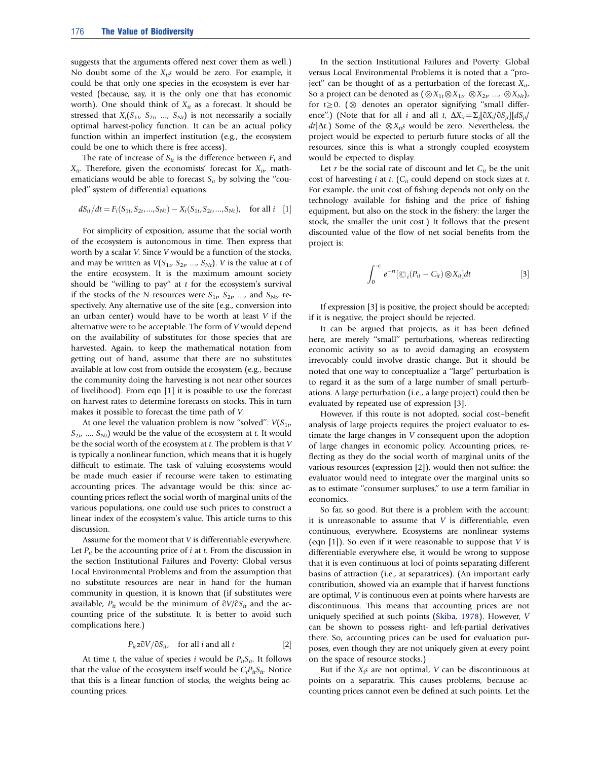suggests that the arguments offered next cover them as well.) No doubt some of the $X_{it}$s would be zero. For example, it could be that only one species in the ecosystem is ever harvested (because, say, it is the only one that has economic worth). One should think of $X_{it}$ as a forecast. It should be stressed that $X_i(S_{1t}, S_{2t}, ..., S_{Nt})$ is not necessarily a socially optimal harvest-policy function. It can be an actual policy function within an imperfect institution (e.g., the ecosystem could be one to which there is free access).

The rate of increase of $S_{it}$ is the difference between $F_i$ and $X_{it}$. Therefore, given the economists' forecast for $X_{it}$, mathematicians would be able to forecast $S_{it}$ by solving the "coupled" system of differential equations:

$$dS_{it}/dt = F_i(S_{1t}, S_{2t}, ..., S_{Nt}) - X_i(S_{1t}, S_{2t}, ..., S_{Nt}), \quad \text{for all } i \quad [1]$$

For simplicity of exposition, assume that the social worth of the ecosystem is autonomous in time. Then express that worth by a scalar $V$. Since $V$ would be a function of the stocks, and may be written as $V(S_{1t}, S_{2t}, ..., S_{Nt})$. $V$ is the value at $t$ of the entire ecosystem. It is the maximum amount society should be "willing to pay" at $t$ for the ecosystem's survival if the stocks of the $N$ resources were $S_{1t}$, $S_{2t}$, ..., and $S_{Nt}$, respectively. Any alternative use of the site (e.g., conversion into an urban center) would have to be worth at least $V$ if the alternative were to be acceptable. The form of $V$ would depend on the availability of substitutes for those species that are harvested. Again, to keep the mathematical notation from getting out of hand, assume that there are no substitutes available at low cost from outside the ecosystem (e.g., because the community doing the harvesting is not near other sources of livelihood). From eqn [1] it is possible to use the forecast on harvest rates to determine forecasts on stocks. This in turn makes it possible to forecast the time path of $V$.

At one level the valuation problem is now "solved": $V(S_{1t}, S_{2t}, ..., S_{Nt})$ would be the value of the ecosystem at $t$. It would be the social worth of the ecosystem at $t$. The problem is that $V$ is typically a nonlinear function, which means that it is hugely difficult to estimate. The task of valuing ecosystems would be made much easier if recourse were taken to estimating accounting prices. The advantage would be this: since accounting prices reflect the social worth of marginal units of the various populations, one could use such prices to construct a linear index of the ecosystem's value. This article turns to this discussion.

Assume for the moment that $V$ is differentiable everywhere. Let $P_{it}$ be the accounting price of $i$ at $t$. From the discussion in the section Institutional Failures and Poverty: Global versus Local Environmental Problems and from the assumption that no substitute resources are near in hand for the human community in question, it is known that (if substitutes were available, $P_{it}$ would be the minimum of $\partial V/\partial S_{it}$ and the accounting price of the substitute. It is better to avoid such complications here.)

$$P_{it} \propto \partial V/\partial S_{it}, \quad \text{for all } i \text{ and all } t \quad [2]$$

At time $t$, the value of species $i$ would be $P_{it}S_{it}$. It follows that the value of the ecosystem itself would be $C_iP_{it}S_{it}$. Notice that this is a linear function of stocks, the weights being accounting prices.

In the section Institutional Failures and Poverty: Global versus Local Environmental Problems it is noted that a "project" can be thought of as a perturbation of the forecast $X_{it}$. So a project can be denoted as $(\otimes X_{1t} \otimes X_{1t}, \otimes X_{2t}, ..., \otimes X_{Nt})$, for $t \geq 0$. ($\otimes$ denotes an operator signifying "small difference".) (Note that for all $i$ and all $t$, $\Delta X_{it} = \Sigma_j[\partial X_i/\partial S_{jt}][dS_{jt}/dt]\Delta t$.) Some of the $\otimes X_{it}$s would be zero. Nevertheless, the project would be expected to perturb future stocks of all the resources, since this is what a strongly coupled ecosystem would be expected to display.

Let $r$ be the social rate of discount and let $C_{it}$ be the unit cost of harvesting $i$ at $t$. ($C_{it}$ could depend on stock sizes at $t$. For example, the unit cost of fishing depends not only on the technology available for fishing and the price of fishing equipment, but also on the stock in the fishery: the larger the stock, the smaller the unit cost.) It follows that the present discounted value of the flow of net social benefits from the project is:

$$\int_0^{\infty} e^{-rt}[©_i(P_{it} - C_{it}) \otimes X_{it}]dt \quad [3]$$

If expression [3] is positive, the project should be accepted; if it is negative, the project should be rejected.

It can be argued that projects, as it has been defined here, are merely "small" perturbations, whereas redirecting economic activity so as to avoid damaging an ecosystem irrevocably could involve drastic change. But it should be noted that one way to conceptualize a "large" perturbation is to regard it as the sum of a large number of small perturbations. A large perturbation (i.e., a large project) could then be evaluated by repeated use of expression [3].

However, if this route is not adopted, social cost–benefit analysis of large projects requires the project evaluator to estimate the large changes in $V$ consequent upon the adoption of large changes in economic policy. Accounting prices, reflecting as they do the social worth of marginal units of the various resources (expression [2]), would then not suffice: the evaluator would need to integrate over the marginal units so as to estimate "consumer surpluses," to use a term familiar in economics.

So far, so good. But there is a problem with the account: it is unreasonable to assume that $V$ is differentiable, even continuous, everywhere. Ecosystems are nonlinear systems (eqn [1]). So even if it were reasonable to suppose that $V$ is differentiable everywhere else, it would be wrong to suppose that it is even continuous at loci of points separating different basins of attraction (i.e., at separatrices). (An important early contribution, showed via an example that if harvest functions are optimal, $V$ is continuous even at points where harvests are discontinuous. This means that accounting prices are not uniquely specified at such points (Skiba, 1978). However, $V$ can be shown to possess right- and left-partial derivatives there. So, accounting prices can be used for evaluation purposes, even though they are not uniquely given at every point on the space of resource stocks.)

But if the $X_i$s are not optimal, $V$ can be discontinuous at points on a separatrix. This causes problems, because accounting prices cannot even be defined at such points. Let the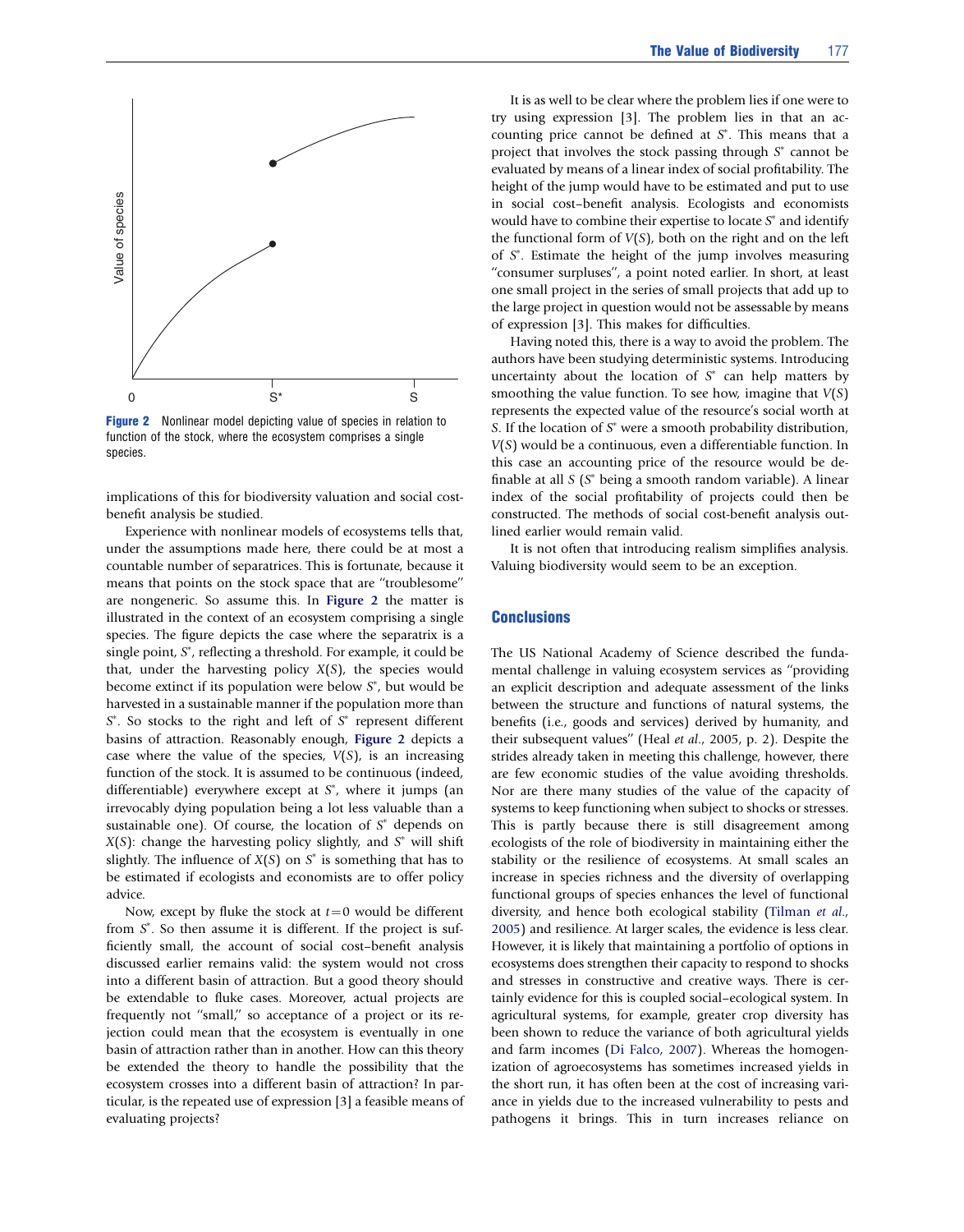Figure 2 Nonlinear model depicting value of species in relation to function of the stock, where the ecosystem comprises a single species.

implications of this for biodiversity valuation and social cost-benefit analysis be studied.

Experience with nonlinear models of ecosystems tells that, under the assumptions made here, there could be at most a countable number of separatrices. This is fortunate, because it means that points on the stock space that are ''troublesome'' are nongeneric. So assume this. In **Figure 2** the matter is illustrated in the context of an ecosystem comprising a single species. The figure depicts the case where the separatrix is a single point, $S^*$, reflecting a threshold. For example, it could be that, under the harvesting policy $X(S)$, the species would become extinct if its population were below $S^*$, but would be harvested in a sustainable manner if the population more than $S^*$. So stocks to the right and left of $S^*$ represent different basins of attraction. Reasonably enough, **Figure 2** depicts a case where the value of the species, $V(S)$, is an increasing function of the stock. It is assumed to be continuous (indeed, differentiable) everywhere except at $S^*$, where it jumps (an irrevocably dying population being a lot less valuable than a sustainable one). Of course, the location of $S^*$ depends on $X(S)$: change the harvesting policy slightly, and $S^*$ will shift slightly. The influence of $X(S)$ on $S^*$ is something that has to be estimated if ecologists and economists are to offer policy advice.

Now, except by fluke the stock at $t=0$ would be different from $S^*$. So then assume it is different. If the project is sufficiently small, the account of social cost–benefit analysis discussed earlier remains valid: the system would not cross into a different basin of attraction. But a good theory should be extendable to fluke cases. Moreover, actual projects are frequently not ''small,'' so acceptance of a project or its rejection could mean that the ecosystem is eventually in one basin of attraction rather than in another. How can this theory be extended the theory to handle the possibility that the ecosystem crosses into a different basin of attraction? In particular, is the repeated use of expression [3] a feasible means of evaluating projects?

It is as well to be clear where the problem lies if one were to try using expression [3]. The problem lies in that an accounting price cannot be defined at $S^*$. This means that a project that involves the stock passing through $S^*$ cannot be evaluated by means of a linear index of social profitability. The height of the jump would have to be estimated and put to use in social cost–benefit analysis. Ecologists and economists would have to combine their expertise to locate $S^*$ and identify the functional form of $V(S)$, both on the right and on the left of $S^*$. Estimate the height of the jump involves measuring ''consumer surpluses'', a point noted earlier. In short, at least one small project in the series of small projects that add up to the large project in question would not be assessable by means of expression [3]. This makes for difficulties.

Having noted this, there is a way to avoid the problem. The authors have been studying deterministic systems. Introducing uncertainty about the location of $S^*$ can help matters by smoothing the value function. To see how, imagine that $V(S)$ represents the expected value of the resource's social worth at $S$. If the location of $S^*$ were a smooth probability distribution, $V(S)$ would be a continuous, even a differentiable function. In this case an accounting price of the resource would be definable at all $S$ ($S^*$ being a smooth random variable). A linear index of the social profitability of projects could then be constructed. The methods of social cost-benefit analysis outlined earlier would remain valid.

It is not often that introducing realism simplifies analysis. Valuing biodiversity would seem to be an exception.

## Conclusions

The US National Academy of Science described the fundamental challenge in valuing ecosystem services as ''providing an explicit description and adequate assessment of the links between the structure and functions of natural systems, the benefits (i.e., goods and services) derived by humanity, and their subsequent values'' (Heal *et al.*, 2005, p. 2). Despite the strides already taken in meeting this challenge, however, there are few economic studies of the value avoiding thresholds. Nor are there many studies of the value of the capacity of systems to keep functioning when subject to shocks or stresses. This is partly because there is still disagreement among ecologists of the role of biodiversity in maintaining either the stability or the resilience of ecosystems. At small scales an increase in species richness and the diversity of overlapping functional groups of species enhances the level of functional diversity, and hence both ecological stability (Tilman *et al.*, 2005) and resilience. At larger scales, the evidence is less clear. However, it is likely that maintaining a portfolio of options in ecosystems does strengthen their capacity to respond to shocks and stresses in constructive and creative ways. There is certainly evidence for this is coupled social–ecological system. In agricultural systems, for example, greater crop diversity has been shown to reduce the variance of both agricultural yields and farm incomes (Di Falco, 2007). Whereas the homogenization of agroecosystems has sometimes increased yields in the short run, it has often been at the cost of increasing variance in yields due to the increased vulnerability to pests and pathogens it brings. This in turn increases reliance on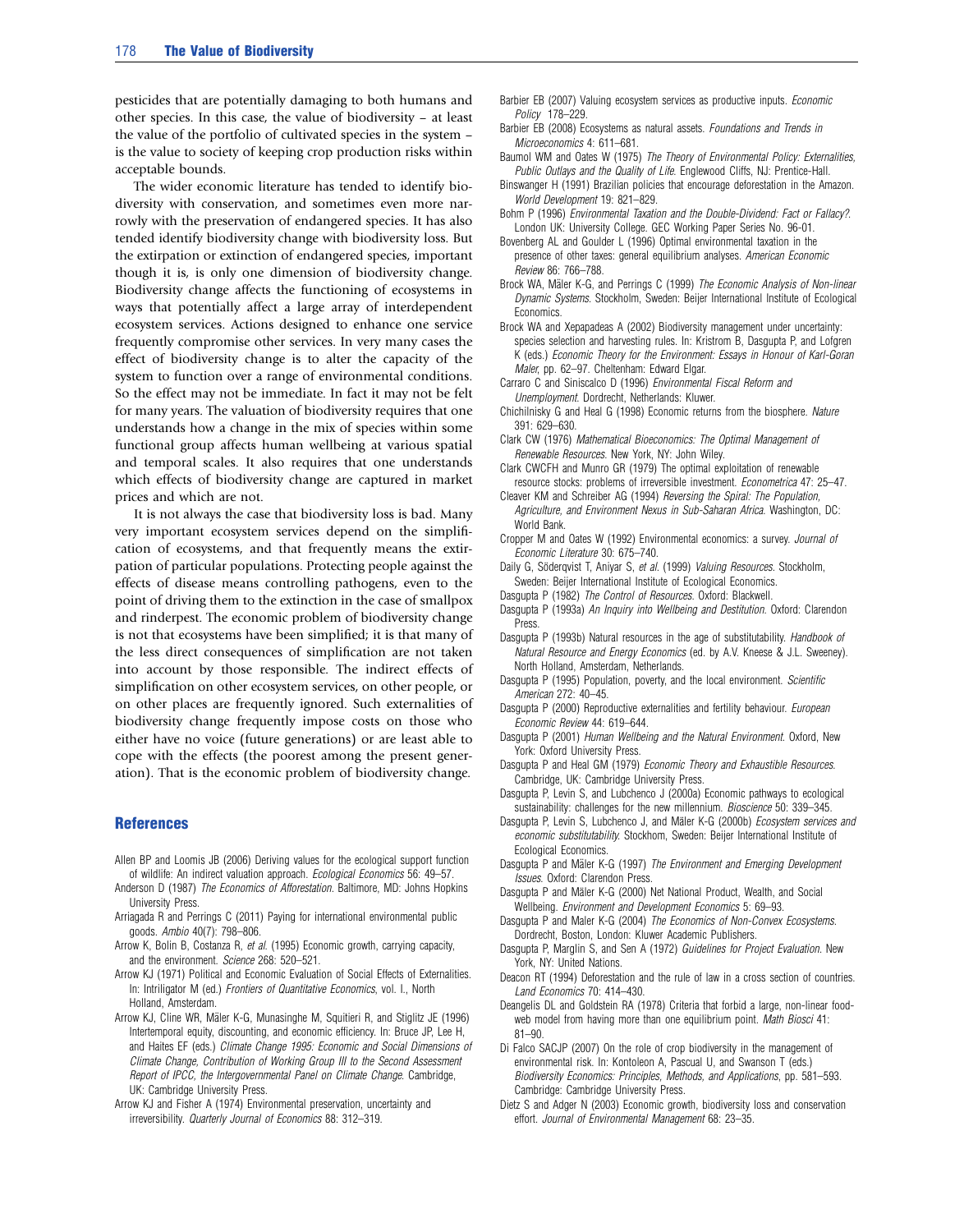pesticides that are potentially damaging to both humans and other species. In this case, the value of biodiversity – at least the value of the portfolio of cultivated species in the system – is the value to society of keeping crop production risks within acceptable bounds.

The wider economic literature has tended to identify biodiversity with conservation, and sometimes even more narrowly with the preservation of endangered species. It has also tended identify biodiversity change with biodiversity loss. But the extirpation or extinction of endangered species, important though it is, is only one dimension of biodiversity change. Biodiversity change affects the functioning of ecosystems in ways that potentially affect a large array of interdependent ecosystem services. Actions designed to enhance one service frequently compromise other services. In very many cases the effect of biodiversity change is to alter the capacity of the system to function over a range of environmental conditions. So the effect may not be immediate. In fact it may not be felt for many years. The valuation of biodiversity requires that one understands how a change in the mix of species within some functional group affects human wellbeing at various spatial and temporal scales. It also requires that one understands which effects of biodiversity change are captured in market prices and which are not.

It is not always the case that biodiversity loss is bad. Many very important ecosystem services depend on the simplification of ecosystems, and that frequently means the extirpation of particular populations. Protecting people against the effects of disease means controlling pathogens, even to the point of driving them to the extinction in the case of smallpox and rinderpest. The economic problem of biodiversity change is not that ecosystems have been simplified; it is that many of the less direct consequences of simplification are not taken into account by those responsible. The indirect effects of simplification on other ecosystem services, on other people, or on other places are frequently ignored. Such externalities of biodiversity change frequently impose costs on those who either have no voice (future generations) or are least able to cope with the effects (the poorest among the present generation). That is the economic problem of biodiversity change.

## References

Allen BP and Loomis JB (2006) Deriving values for the ecological support function of wildlife: An indirect valuation approach. *Ecological Economics* 56: 49–57.

Anderson D (1987) *The Economics of Afforestation*. Baltimore, MD: Johns Hopkins University Press.

Arriagada R and Perrings C (2011) Paying for international environmental public goods. *Ambio* 40(7): 798–806.

Arrow K, Bolin B, Costanza R, *et al.* (1995) Economic growth, carrying capacity, and the environment. *Science* 268: 520–521.

Arrow KJ (1971) Political and Economic Evaluation of Social Effects of Externalities. In: Intriligator M (ed.) *Frontiers of Quantitative Economics*, vol. I., North Holland, Amsterdam.

Arrow KJ, Cline WR, Mäler K-G, Munasinghe M, Squitieri R, and Stiglitz JE (1996) Intertemporal equity, discounting, and economic efficiency. In: Bruce JP, Lee H, and Haites EF (eds.) *Climate Change 1995: Economic and Social Dimensions of Climate Change, Contribution of Working Group III to the Second Assessment Report of IPCC, the Intergovernmental Panel on Climate Change*. Cambridge, UK: Cambridge University Press.

Arrow KJ and Fisher A (1974) Environmental preservation, uncertainty and irreversibility. *Quarterly Journal of Economics* 88: 312–319.

Barbier EB (2007) Valuing ecosystem services as productive inputs. *Economic Policy* 178–229.

Barbier EB (2008) Ecosystems as natural assets. *Foundations and Trends in Microeconomics* 4: 611–681.

Baumol WM and Oates W (1975) *The Theory of Environmental Policy: Externalities, Public Outlays and the Quality of Life*. Englewood Cliffs, NJ: Prentice-Hall.

Binswanger H (1991) Brazilian policies that encourage deforestation in the Amazon. *World Development* 19: 821–829.

Bohm P (1996) *Environmental Taxation and the Double-Dividend: Fact or Fallacy?*. London UK: University College. GEC Working Paper Series No. 96-01.

Bovenberg AL and Goulder L (1996) Optimal environmental taxation in the presence of other taxes: general equilibrium analyses. *American Economic Review* 86: 766–788.

Brock WA, Mäler K-G, and Perrings C (1999) *The Economic Analysis of Non-linear Dynamic Systems*. Stockholm, Sweden: Beijer International Institute of Ecological Economics.

Brock WA and Xepapadeas A (2002) Biodiversity management under uncertainty: species selection and harvesting rules. In: Kristrom B, Dasgupta P, and Lofgren K (eds.) *Economic Theory for the Environment: Essays in Honour of Karl-Goran Maler*, pp. 62–97. Cheltenham: Edward Elgar.

Carraro C and Siniscalco D (1996) *Environmental Fiscal Reform and Unemployment*. Dordrecht, Netherlands: Kluwer.

Chichilnisky G and Heal G (1998) Economic returns from the biosphere. *Nature* 391: 629–630.

Clark CW (1976) *Mathematical Bioeconomics: The Optimal Management of Renewable Resources*. New York, NY: John Wiley.

Clark CWCFH and Munro GR (1979) The optimal exploitation of renewable resource stocks: problems of irreversible investment. *Econometrica* 47: 25–47.

Cleaver KM and Schreiber AG (1994) *Reversing the Spiral: The Population, Agriculture, and Environment Nexus in Sub-Saharan Africa*. Washington, DC: World Bank.

Cropper M and Oates W (1992) Environmental economics: a survey. *Journal of Economic Literature* 30: 675–740.

Daily G, Söderqvist T, Aniyar S, *et al.* (1999) *Valuing Resources*. Stockholm, Sweden: Beijer International Institute of Ecological Economics.

Dasgupta P (1982) *The Control of Resources*. Oxford: Blackwell.

Dasgupta P (1993a) *An Inquiry into Wellbeing and Destitution*. Oxford: Clarendon Press.

Dasgupta P (1993b) Natural resources in the age of substitutability. *Handbook of Natural Resource and Energy Economics* (ed. by A.V. Kneese & J.L. Sweeney). North Holland, Amsterdam, Netherlands.

Dasgupta P (1995) Population, poverty, and the local environment. *Scientific American* 272: 40–45.

Dasgupta P (2000) Reproductive externalities and fertility behaviour. *European Economic Review* 44: 619–644.

Dasgupta P (2001) *Human Wellbeing and the Natural Environment*. Oxford, New York: Oxford University Press.

Dasgupta P and Heal GM (1979) *Economic Theory and Exhaustible Resources*. Cambridge, UK: Cambridge University Press.

Dasgupta P, Levin S, and Lubchenco J (2000a) Economic pathways to ecological sustainability: challenges for the new millennium. *Bioscience* 50: 339–345.

Dasgupta P, Levin S, Lubchenco J, and Mäler K-G (2000b) *Ecosystem services and economic substitutability*. Stockhom, Sweden: Beijer International Institute of Ecological Economics.

Dasgupta P and Mäler K-G (1997) *The Environment and Emerging Development Issues*. Oxford: Clarendon Press.

Dasgupta P and Mäler K-G (2000) Net National Product, Wealth, and Social Wellbeing. *Environment and Development Economics* 5: 69–93.

Dasgupta P and Maler K-G (2004) *The Economics of Non-Convex Ecosystems*. Dordrecht, Boston, London: Kluwer Academic Publishers.

Dasgupta P, Marglin S, and Sen A (1972) *Guidelines for Project Evaluation*. New York, NY: United Nations.

Deacon RT (1994) Deforestation and the rule of law in a cross section of countries. *Land Economics* 70: 414–430.

Deangelis DL and Goldstein RA (1978) Criteria that forbid a large, non-linear food-web model from having more than one equilibrium point. *Math Biosci* 41: 81–90.

Di Falco SACJP (2007) On the role of crop biodiversity in the management of environmental risk. In: Kontoleon A, Pascual U, and Swanson T (eds.) *Biodiversity Economics: Principles, Methods, and Applications*, pp. 581–593. Cambridge: Cambridge University Press.

Dietz S and Adger N (2003) Economic growth, biodiversity loss and conservation effort. *Journal of Environmental Management* 68: 23–35.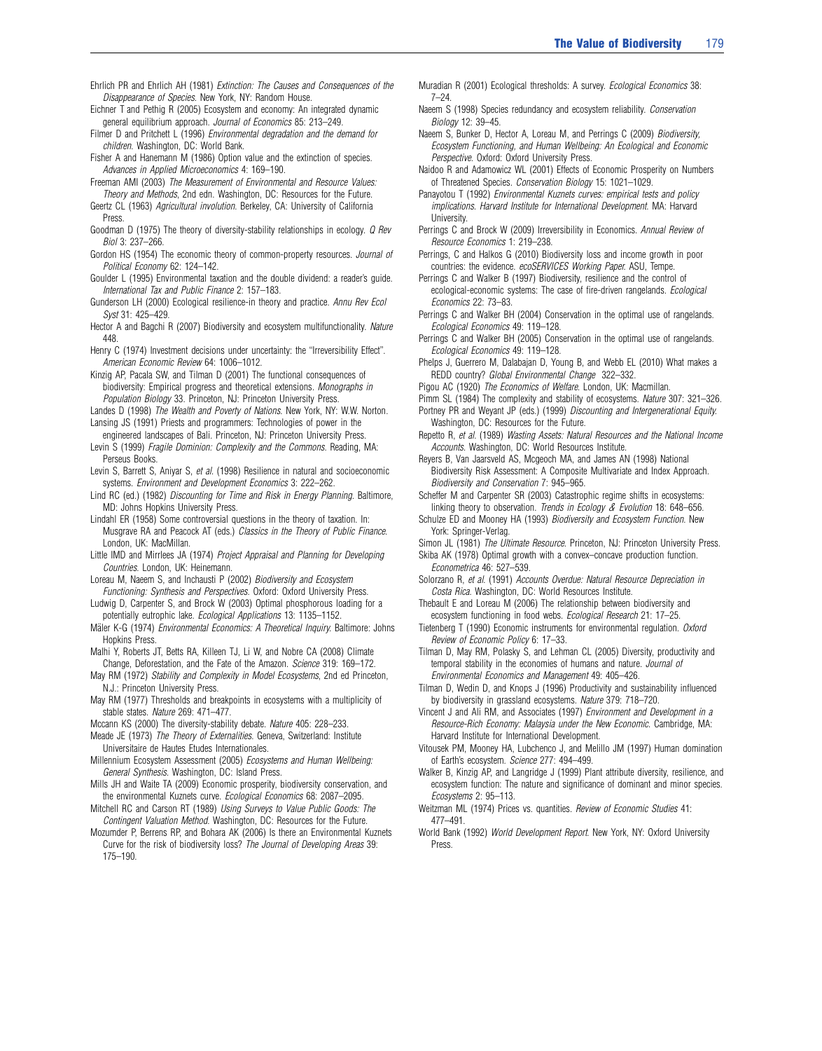Ehrlich PR and Ehrlich AH (1981) *Extinction: The Causes and Consequences of the Disappearance of Species*. New York, NY: Random House.

Eichner T and Pethig R (2005) Ecosystem and economy: An integrated dynamic general equilibrium approach. *Journal of Economics* 85: 213–249.

Filmer D and Pritchett L (1996) *Environmental degradation and the demand for children*. Washington, DC: World Bank.

Fisher A and Hanemann M (1986) Option value and the extinction of species. *Advances in Applied Microeconomics* 4: 169–190.

Freeman AMI (2003) *The Measurement of Environmental and Resource Values: Theory and Methods*, 2nd edn. Washington, DC: Resources for the Future.

Geertz CL (1963) *Agricultural involution*. Berkeley, CA: University of California Press.

Goodman D (1975) The theory of diversity-stability relationships in ecology. *Q Rev Biol* 3: 237–266.

Gordon HS (1954) The economic theory of common-property resources. *Journal of Political Economy* 62: 124–142.

Goulder L (1995) Environmental taxation and the double dividend: a reader's guide. *International Tax and Public Finance* 2: 157–183.

Gunderson LH (2000) Ecological resilience-in theory and practice. *Annu Rev Ecol Syst* 31: 425–429.

Hector A and Bagchi R (2007) Biodiversity and ecosystem multifunctionality. *Nature* 448.

Henry C (1974) Investment decisions under uncertainty: the "Irreversibility Effect". *American Economic Review* 64: 1006–1012.

Kinzig AP, Pacala SW, and Tilman D (2001) The functional consequences of biodiversity: Empirical progress and theoretical extensions. *Monographs in Population Biology* 33. Princeton, NJ: Princeton University Press.

Landes D (1998) *The Wealth and Poverty of Nations*. New York, NY: W.W. Norton.

Lansing JS (1991) Priests and programmers: Technologies of power in the engineered landscapes of Bali. Princeton, NJ: Princeton University Press.

Levin S (1999) *Fragile Dominion: Complexity and the Commons*. Reading, MA: Perseus Books.

Levin S, Barrett S, Aniyar S, *et al.* (1998) Resilience in natural and socioeconomic systems. *Environment and Development Economics* 3: 222–262.

Lind RC (ed.) (1982) *Discounting for Time and Risk in Energy Planning*. Baltimore, MD: Johns Hopkins University Press.

Lindahl ER (1958) Some controversial questions in the theory of taxation. In: Musgrave RA and Peacock AT (eds.) *Classics in the Theory of Public Finance*. London, UK: MacMillan.

Little IMD and Mirrlees JA (1974) *Project Appraisal and Planning for Developing Countries*. London, UK: Heinemann.

Loreau M, Naeem S, and Inchausti P (2002) *Biodiversity and Ecosystem Functioning: Synthesis and Perspectives*. Oxford: Oxford University Press.

Ludwig D, Carpenter S, and Brock W (2003) Optimal phosphorous loading for a potentially eutrophic lake. *Ecological Applications* 13: 1135–1152.

Mäler K-G (1974) *Environmental Economics: A Theoretical Inquiry*. Baltimore: Johns Hopkins Press.

Malhi Y, Roberts JT, Betts RA, Killeen TJ, Li W, and Nobre CA (2008) Climate Change, Deforestation, and the Fate of the Amazon. *Science* 319: 169–172.

May RM (1972) *Stability and Complexity in Model Ecosystems*, 2nd ed Princeton, N.J.: Princeton University Press.

May RM (1977) Thresholds and breakpoints in ecosystems with a multiplicity of stable states. *Nature* 269: 471–477.

Mccann KS (2000) The diversity-stability debate. *Nature* 405: 228–233.

Meade JE (1973) *The Theory of Externalities*. Geneva, Switzerland: Institute Universitaire de Hautes Etudes Internationales.

Millennium Ecosystem Assessment (2005) *Ecosystems and Human Wellbeing: General Synthesis*. Washington, DC: Island Press.

Mills JH and Waite TA (2009) Economic prosperity, biodiversity conservation, and the environmental Kuznets curve. *Ecological Economics* 68: 2087–2095.

Mitchell RC and Carson RT (1989) *Using Surveys to Value Public Goods: The Contingent Valuation Method*. Washington, DC: Resources for the Future.

Mozumder P, Berrens RP, and Bohara AK (2006) Is there an Environmental Kuznets Curve for the risk of biodiversity loss? *The Journal of Developing Areas* 39: 175–190.

Muradian R (2001) Ecological thresholds: A survey. *Ecological Economics* 38: 7–24.

Naeem S (1998) Species redundancy and ecosystem reliability. *Conservation Biology* 12: 39–45.

Naeem S, Bunker D, Hector A, Loreau M, and Perrings C (2009) *Biodiversity, Ecosystem Functioning, and Human Wellbeing: An Ecological and Economic Perspective*. Oxford: Oxford University Press.

Naidoo R and Adamowicz WL (2001) Effects of Economic Prosperity on Numbers of Threatened Species. *Conservation Biology* 15: 1021–1029.

Panayotou T (1992) *Environmental Kuznets curves: empirical tests and policy implications. Harvard Institute for International Development*. MA: Harvard University.

Perrings C and Brock W (2009) Irreversibility in Economics. *Annual Review of Resource Economics* 1: 219–238.

Perrings, C and Halkos G (2010) Biodiversity loss and income growth in poor countries: the evidence. *ecoSERVICES Working Paper*. ASU, Tempe.

Perrings C and Walker B (1997) Biodiversity, resilience and the control of ecological-economic systems: The case of fire-driven rangelands. *Ecological Economics* 22: 73–83.

Perrings C and Walker BH (2004) Conservation in the optimal use of rangelands. *Ecological Economics* 49: 119–128.

Perrings C and Walker BH (2005) Conservation in the optimal use of rangelands. *Ecological Economics* 49: 119–128.

Phelps J, Guerrero M, Dalabajan D, Young B, and Webb EL (2010) What makes a REDD country? *Global Environmental Change* 322–332.

Pigou AC (1920) *The Economics of Welfare*. London, UK: Macmillan.

Pimm SL (1984) The complexity and stability of ecosystems. *Nature* 307: 321–326.

Portney PR and Weyant JP (eds.) (1999) *Discounting and Intergenerational Equity*. Washington, DC: Resources for the Future.

Repetto R, *et al.* (1989) *Wasting Assets: Natural Resources and the National Income Accounts*. Washington, DC: World Resources Institute.

Reyers B, Van Jaarsveld AS, Mcgeoch MA, and James AN (1998) National Biodiversity Risk Assessment: A Composite Multivariate and Index Approach. *Biodiversity and Conservation* 7: 945–965.

Scheffer M and Carpenter SR (2003) Catastrophic regime shifts in ecosystems: linking theory to observation. *Trends in Ecology & Evolution* 18: 648–656.

Schulze ED and Mooney HA (1993) *Biodiversity and Ecosystem Function*. New York: Springer-Verlag.

Simon JL (1981) *The Ultimate Resource*. Princeton, NJ: Princeton University Press.

Skiba AK (1978) Optimal growth with a convex–concave production function. *Econometrica* 46: 527–539.

Solorzano R, *et al.* (1991) *Accounts Overdue: Natural Resource Depreciation in Costa Rica*. Washington, DC: World Resources Institute.

Thebault E and Loreau M (2006) The relationship between biodiversity and ecosystem functioning in food webs. *Ecological Research* 21: 17–25.

Tietenberg T (1990) Economic instruments for environmental regulation. *Oxford Review of Economic Policy* 6: 17–33.

Tilman D, May RM, Polasky S, and Lehman CL (2005) Diversity, productivity and temporal stability in the economies of humans and nature. *Journal of Environmental Economics and Management* 49: 405–426.

Tilman D, Wedin D, and Knops J (1996) Productivity and sustainability influenced by biodiversity in grassland ecosystems. *Nature* 379: 718–720.

Vincent J and Ali RM, and Associates (1997) *Environment and Development in a Resource-Rich Economy: Malaysia under the New Economic*. Cambridge, MA: Harvard Institute for International Development.

Vitousek PM, Mooney HA, Lubchenco J, and Melillo JM (1997) Human domination of Earth's ecosystem. *Science* 277: 494–499.

Walker B, Kinzig AP, and Langridge J (1999) Plant attribute diversity, resilience, and ecosystem function: The nature and significance of dominant and minor species. *Ecosystems* 2: 95–113.

Weitzman ML (1974) Prices vs. quantities. *Review of Economic Studies* 41: 477–491.

World Bank (1992) *World Development Report*. New York, NY: Oxford University Press.